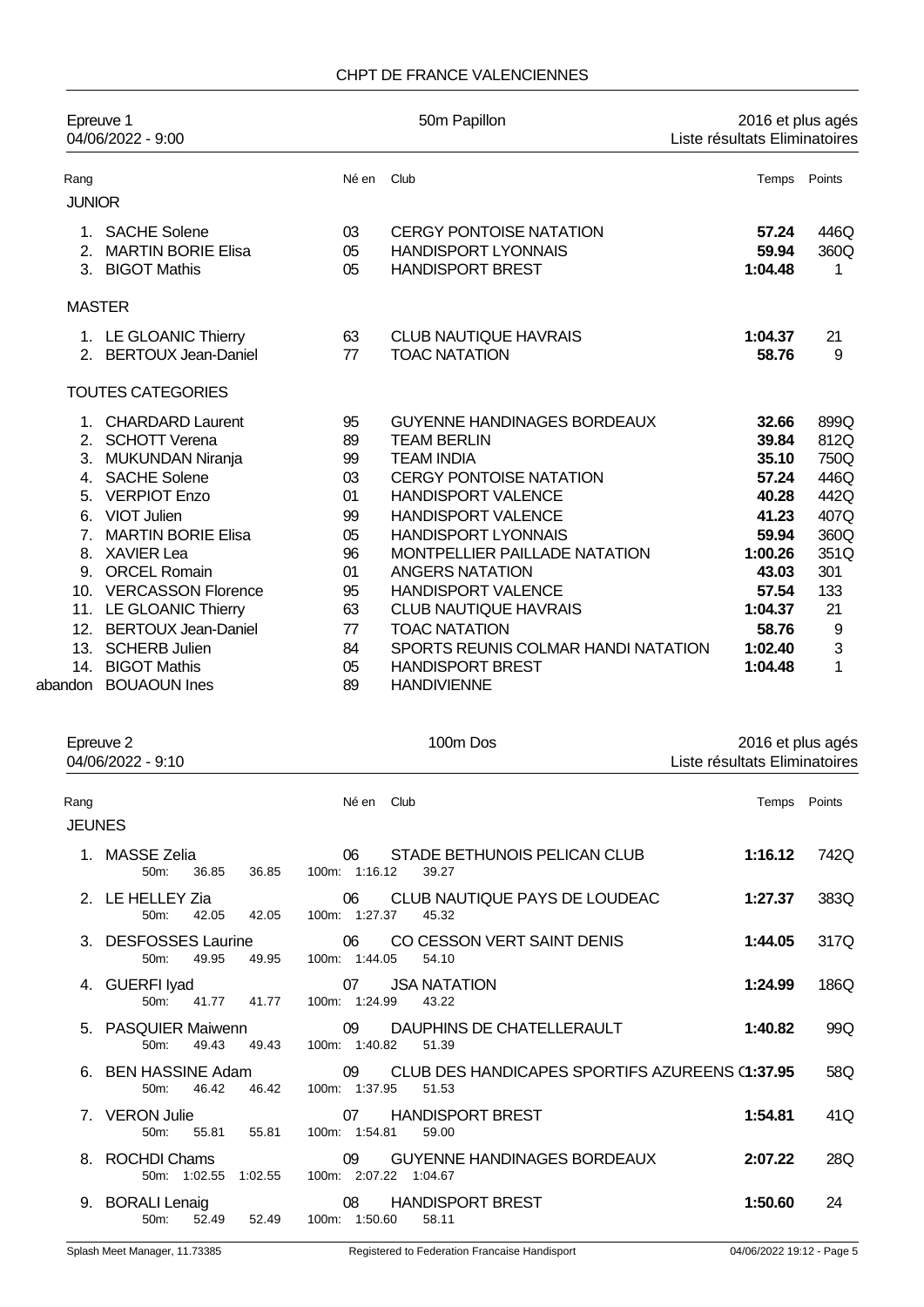# CHPT DE FRANCE VALENCIENNES

## Epreuve 1 — 50m Papillon — 2016 et plus agés

04/06/2022 - 9:00 — Liste résultats Eliminatoires

| Rang | Nom | Né en | Club | Temps | Points |
|---|---|---|---|---|---|
| **JUNIOR** | | | | | |
| 1. | SACHE Solene | 03 | CERGY PONTOISE NATATION | **57.24** | 446Q |
| 2. | MARTIN BORIE Elisa | 05 | HANDISPORT LYONNAIS | **59.94** | 360Q |
| 3. | BIGOT Mathis | 05 | HANDISPORT BREST | **1:04.48** | 1 |
| **MASTER** | | | | | |
| 1. | LE GLOANIC Thierry | 63 | CLUB NAUTIQUE HAVRAIS | **1:04.37** | 21 |
| 2. | BERTOUX Jean-Daniel | 77 | TOAC NATATION | **58.76** | 9 |
| **TOUTES CATEGORIES** | | | | | |
| 1. | CHARDARD Laurent | 95 | GUYENNE HANDINAGES BORDEAUX | **32.66** | 899Q |
| 2. | SCHOTT Verena | 89 | TEAM BERLIN | **39.84** | 812Q |
| 3. | MUKUNDAN Niranja | 99 | TEAM INDIA | **35.10** | 750Q |
| 4. | SACHE Solene | 03 | CERGY PONTOISE NATATION | **57.24** | 446Q |
| 5. | VERPIOT Enzo | 01 | HANDISPORT VALENCE | **40.28** | 442Q |
| 6. | VIOT Julien | 99 | HANDISPORT VALENCE | **41.23** | 407Q |
| 7. | MARTIN BORIE Elisa | 05 | HANDISPORT LYONNAIS | **59.94** | 360Q |
| 8. | XAVIER Lea | 96 | MONTPELLIER PAILLADE NATATION | **1:00.26** | 351Q |
| 9. | ORCEL Romain | 01 | ANGERS NATATION | **43.03** | 301 |
| 10. | VERCASSON Florence | 95 | HANDISPORT VALENCE | **57.54** | 133 |
| 11. | LE GLOANIC Thierry | 63 | CLUB NAUTIQUE HAVRAIS | **1:04.37** | 21 |
| 12. | BERTOUX Jean-Daniel | 77 | TOAC NATATION | **58.76** | 9 |
| 13. | SCHERB Julien | 84 | SPORTS REUNIS COLMAR HANDI NATATION | **1:02.40** | 3 |
| 14. | BIGOT Mathis | 05 | HANDISPORT BREST | **1:04.48** | 1 |
| abandon | BOUAOUN Ines | 89 | HANDIVIENNE | | |

## Epreuve 2 — 100m Dos — 2016 et plus agés

04/06/2022 - 9:10 — Liste résultats Eliminatoires

| Rang | Nom | Né en | Club | Temps | Points |
|---|---|---|---|---|---|
| **JEUNES** | | | | | |
| 1. | MASSE Zelia | 06 | STADE BETHUNOIS PELICAN CLUB | **1:16.12** | 742Q |
| | 50m: 36.85 36.85 | 100m: 1:16.12 | 39.27 | | |
| 2. | LE HELLEY Zia | 06 | CLUB NAUTIQUE PAYS DE LOUDEAC | **1:27.37** | 383Q |
| | 50m: 42.05 42.05 | 100m: 1:27.37 | 45.32 | | |
| 3. | DESFOSSES Laurine | 06 | CO CESSON VERT SAINT DENIS | **1:44.05** | 317Q |
| | 50m: 49.95 49.95 | 100m: 1:44.05 | 54.10 | | |
| 4. | GUERFI Iyad | 07 | JSA NATATION | **1:24.99** | 186Q |
| | 50m: 41.77 41.77 | 100m: 1:24.99 | 43.22 | | |
| 5. | PASQUIER Maiwenn | 09 | DAUPHINS DE CHATELLERAULT | **1:40.82** | 99Q |
| | 50m: 49.43 49.43 | 100m: 1:40.82 | 51.39 | | |
| 6. | BEN HASSINE Adam | 09 | CLUB DES HANDICAPES SPORTIFS AZUREENS ( | **1:37.95** | 58Q |
| | 50m: 46.42 46.42 | 100m: 1:37.95 | 51.53 | | |
| 7. | VERON Julie | 07 | HANDISPORT BREST | **1:54.81** | 41Q |
| | 50m: 55.81 55.81 | 100m: 1:54.81 | 59.00 | | |
| 8. | ROCHDI Chams | 09 | GUYENNE HANDINAGES BORDEAUX | **2:07.22** | 28Q |
| | 50m: 1:02.55 1:02.55 | 100m: 2:07.22 | 1:04.67 | | |
| 9. | BORALI Lenaig | 08 | HANDISPORT BREST | **1:50.60** | 24 |
| | 50m: 52.49 52.49 | 100m: 1:50.60 | 58.11 | | |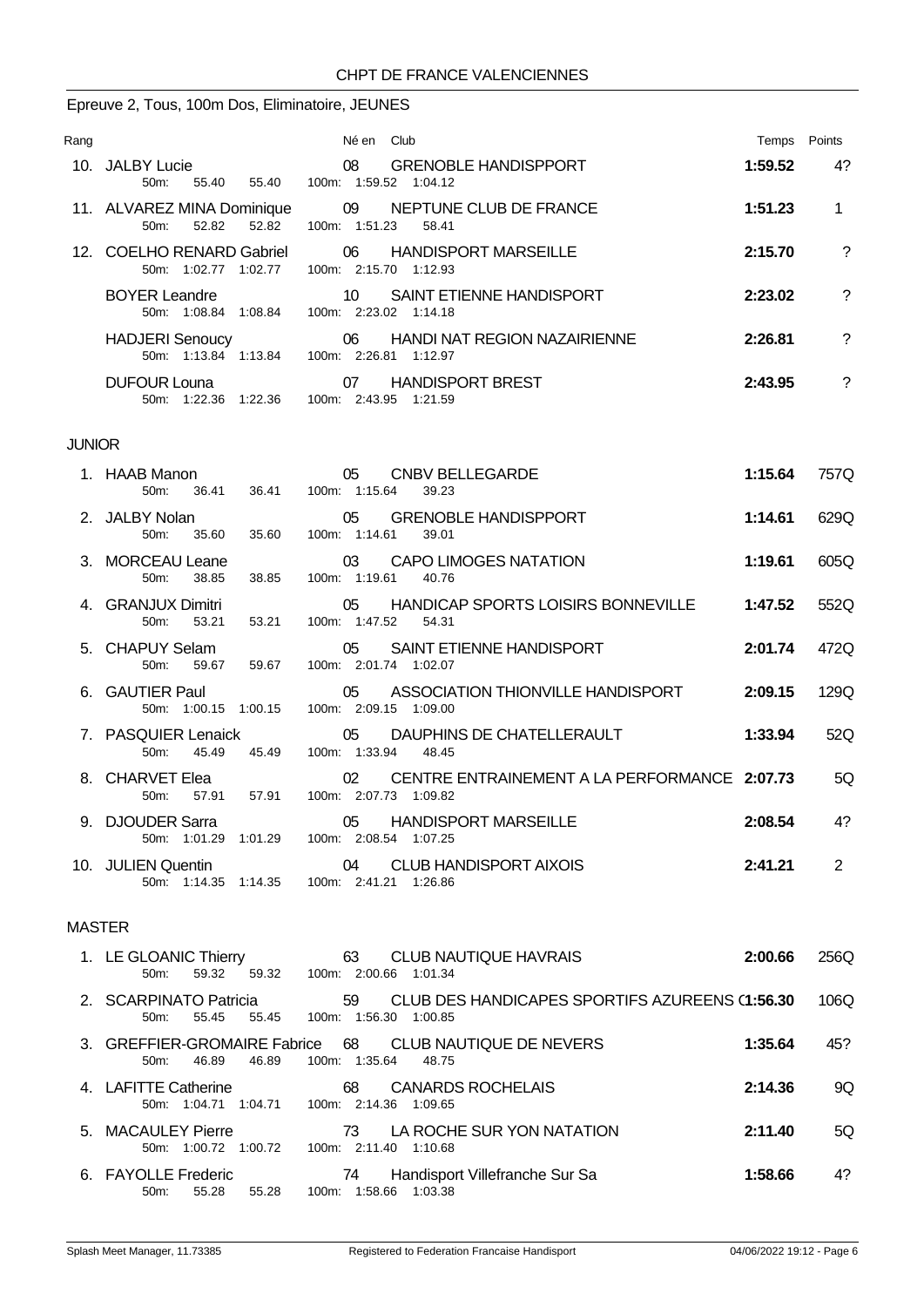CHPT DE FRANCE VALENCIENNES

## Epreuve 2, Tous, 100m Dos, Eliminatoire, JEUNES

| Rang | | Né en | Club | Temps | Points |
|---|---|---|---|---|---|
| 10. | JALBY Lucie | 08 | GRENOBLE HANDISPPORT | 1:59.52 | 4? |
| | 50m: 55.40 55.40 | | 100m: 1:59.52 1:04.12 | | |
| 11. | ALVAREZ MINA Dominique | 09 | NEPTUNE CLUB DE FRANCE | 1:51.23 | 1 |
| | 50m: 52.82 52.82 | | 100m: 1:51.23 58.41 | | |
| 12. | COELHO RENARD Gabriel | 06 | HANDISPORT MARSEILLE | 2:15.70 | ? |
| | 50m: 1:02.77 1:02.77 | | 100m: 2:15.70 1:12.93 | | |
| | BOYER Leandre | 10 | SAINT ETIENNE HANDISPORT | 2:23.02 | ? |
| | 50m: 1:08.84 1:08.84 | | 100m: 2:23.02 1:14.18 | | |
| | HADJERI Senoucy | 06 | HANDI NAT REGION NAZAIRIENNE | 2:26.81 | ? |
| | 50m: 1:13.84 1:13.84 | | 100m: 2:26.81 1:12.97 | | |
| | DUFOUR Louna | 07 | HANDISPORT BREST | 2:43.95 | ? |
| | 50m: 1:22.36 1:22.36 | | 100m: 2:43.95 1:21.59 | | |

### JUNIOR

| Rang | | Né en | Club | Temps | Points |
|---|---|---|---|---|---|
| 1. | HAAB Manon | 05 | CNBV BELLEGARDE | 1:15.64 | 757Q |
| | 50m: 36.41 36.41 | | 100m: 1:15.64 39.23 | | |
| 2. | JALBY Nolan | 05 | GRENOBLE HANDISPPORT | 1:14.61 | 629Q |
| | 50m: 35.60 35.60 | | 100m: 1:14.61 39.01 | | |
| 3. | MORCEAU Leane | 03 | CAPO LIMOGES NATATION | 1:19.61 | 605Q |
| | 50m: 38.85 38.85 | | 100m: 1:19.61 40.76 | | |
| 4. | GRANJUX Dimitri | 05 | HANDICAP SPORTS LOISIRS BONNEVILLE | 1:47.52 | 552Q |
| | 50m: 53.21 53.21 | | 100m: 1:47.52 54.31 | | |
| 5. | CHAPUY Selam | 05 | SAINT ETIENNE HANDISPORT | 2:01.74 | 472Q |
| | 50m: 59.67 59.67 | | 100m: 2:01.74 1:02.07 | | |
| 6. | GAUTIER Paul | 05 | ASSOCIATION THIONVILLE HANDISPORT | 2:09.15 | 129Q |
| | 50m: 1:00.15 1:00.15 | | 100m: 2:09.15 1:09.00 | | |
| 7. | PASQUIER Lenaick | 05 | DAUPHINS DE CHATELLERAULT | 1:33.94 | 52Q |
| | 50m: 45.49 45.49 | | 100m: 1:33.94 48.45 | | |
| 8. | CHARVET Elea | 02 | CENTRE ENTRAINEMENT A LA PERFORMANCE | 2:07.73 | 5Q |
| | 50m: 57.91 57.91 | | 100m: 2:07.73 1:09.82 | | |
| 9. | DJOUDER Sarra | 05 | HANDISPORT MARSEILLE | 2:08.54 | 4? |
| | 50m: 1:01.29 1:01.29 | | 100m: 2:08.54 1:07.25 | | |
| 10. | JULIEN Quentin | 04 | CLUB HANDISPORT AIXOIS | 2:41.21 | 2 |
| | 50m: 1:14.35 1:14.35 | | 100m: 2:41.21 1:26.86 | | |

### MASTER

| Rang | | Né en | Club | Temps | Points |
|---|---|---|---|---|---|
| 1. | LE GLOANIC Thierry | 63 | CLUB NAUTIQUE HAVRAIS | 2:00.66 | 256Q |
| | 50m: 59.32 59.32 | | 100m: 2:00.66 1:01.34 | | |
| 2. | SCARPINATO Patricia | 59 | CLUB DES HANDICAPES SPORTIFS AZUREENS ( | 1:56.30 | 106Q |
| | 50m: 55.45 55.45 | | 100m: 1:56.30 1:00.85 | | |
| 3. | GREFFIER-GROMAIRE Fabrice | 68 | CLUB NAUTIQUE DE NEVERS | 1:35.64 | 45? |
| | 50m: 46.89 46.89 | | 100m: 1:35.64 48.75 | | |
| 4. | LAFITTE Catherine | 68 | CANARDS ROCHELAIS | 2:14.36 | 9Q |
| | 50m: 1:04.71 1:04.71 | | 100m: 2:14.36 1:09.65 | | |
| 5. | MACAULEY Pierre | 73 | LA ROCHE SUR YON NATATION | 2:11.40 | 5Q |
| | 50m: 1:00.72 1:00.72 | | 100m: 2:11.40 1:10.68 | | |
| 6. | FAYOLLE Frederic | 74 | Handisport Villefranche Sur Sa | 1:58.66 | 4? |
| | 50m: 55.28 55.28 | | 100m: 1:58.66 1:03.38 | | |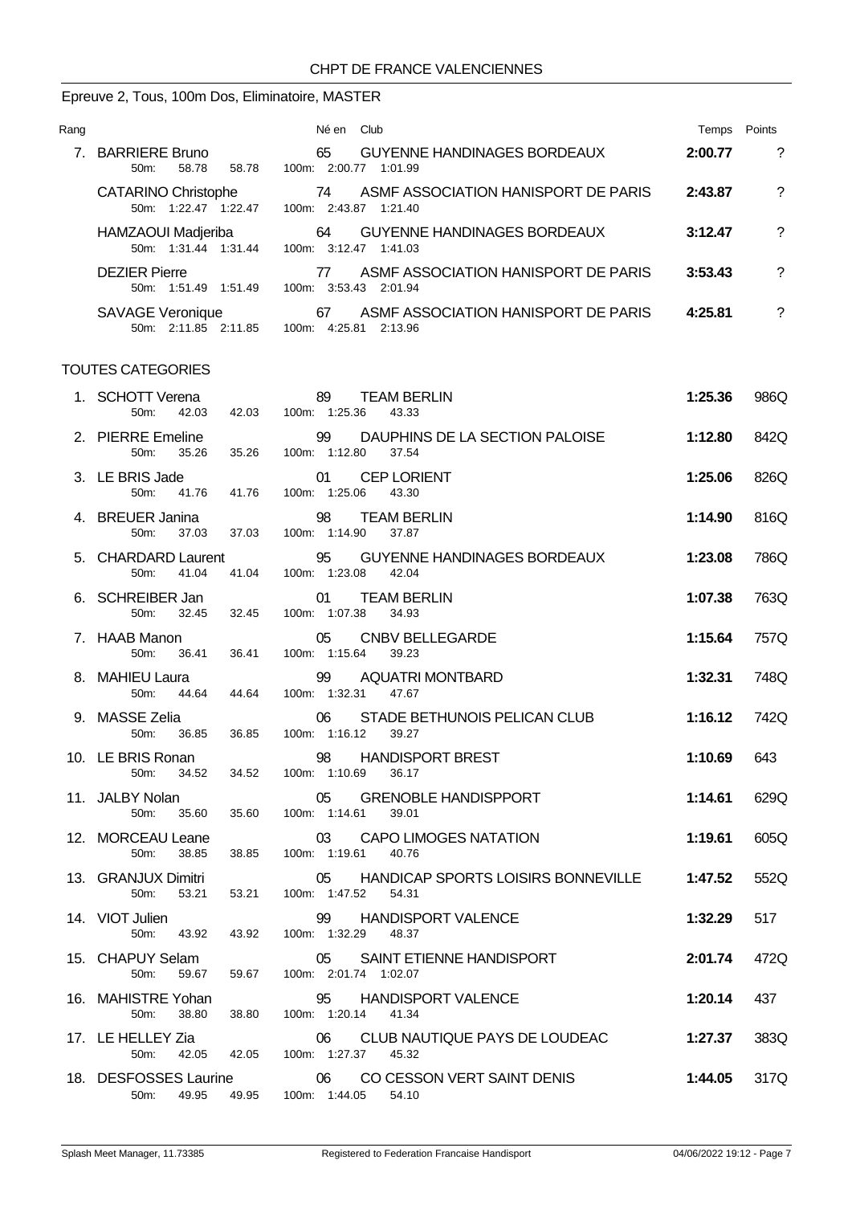CHPT DE FRANCE VALENCIENNES

## Epreuve 2, Tous, 100m Dos, Eliminatoire, MASTER

| Rang | Nom | Né en | Club | Temps | Points |
|---|---|---|---|---|---|
| 7. | BARRIERE Bruno<br>50m: 58.78 58.78 100m: 2:00.77 1:01.99 | 65 | GUYENNE HANDINAGES BORDEAUX | 2:00.77 | ? |
| | CATARINO Christophe<br>50m: 1:22.47 1:22.47 100m: 2:43.87 1:21.40 | 74 | ASMF ASSOCIATION HANISPORT DE PARIS | 2:43.87 | ? |
| | HAMZAOUI Madjeriba<br>50m: 1:31.44 1:31.44 100m: 3:12.47 1:41.03 | 64 | GUYENNE HANDINAGES BORDEAUX | 3:12.47 | ? |
| | DEZIER Pierre<br>50m: 1:51.49 1:51.49 100m: 3:53.43 2:01.94 | 77 | ASMF ASSOCIATION HANISPORT DE PARIS | 3:53.43 | ? |
| | SAVAGE Veronique<br>50m: 2:11.85 2:11.85 100m: 4:25.81 2:13.96 | 67 | ASMF ASSOCIATION HANISPORT DE PARIS | 4:25.81 | ? |

### TOUTES CATEGORIES

| Rang | Nom | Né en | Club | Temps | Points |
|---|---|---|---|---|---|
| 1. | SCHOTT Verena<br>50m: 42.03 42.03 100m: 1:25.36 43.33 | 89 | TEAM BERLIN | 1:25.36 | 986Q |
| 2. | PIERRE Emeline<br>50m: 35.26 35.26 100m: 1:12.80 37.54 | 99 | DAUPHINS DE LA SECTION PALOISE | 1:12.80 | 842Q |
| 3. | LE BRIS Jade<br>50m: 41.76 41.76 100m: 1:25.06 43.30 | 01 | CEP LORIENT | 1:25.06 | 826Q |
| 4. | BREUER Janina<br>50m: 37.03 37.03 100m: 1:14.90 37.87 | 98 | TEAM BERLIN | 1:14.90 | 816Q |
| 5. | CHARDARD Laurent<br>50m: 41.04 41.04 100m: 1:23.08 42.04 | 95 | GUYENNE HANDINAGES BORDEAUX | 1:23.08 | 786Q |
| 6. | SCHREIBER Jan<br>50m: 32.45 32.45 100m: 1:07.38 34.93 | 01 | TEAM BERLIN | 1:07.38 | 763Q |
| 7. | HAAB Manon<br>50m: 36.41 36.41 100m: 1:15.64 39.23 | 05 | CNBV BELLEGARDE | 1:15.64 | 757Q |
| 8. | MAHIEU Laura<br>50m: 44.64 44.64 100m: 1:32.31 47.67 | 99 | AQUATRI MONTBARD | 1:32.31 | 748Q |
| 9. | MASSE Zelia<br>50m: 36.85 36.85 100m: 1:16.12 39.27 | 06 | STADE BETHUNOIS PELICAN CLUB | 1:16.12 | 742Q |
| 10. | LE BRIS Ronan<br>50m: 34.52 34.52 100m: 1:10.69 36.17 | 98 | HANDISPORT BREST | 1:10.69 | 643 |
| 11. | JALBY Nolan<br>50m: 35.60 35.60 100m: 1:14.61 39.01 | 05 | GRENOBLE HANDISPPORT | 1:14.61 | 629Q |
| 12. | MORCEAU Leane<br>50m: 38.85 38.85 100m: 1:19.61 40.76 | 03 | CAPO LIMOGES NATATION | 1:19.61 | 605Q |
| 13. | GRANJUX Dimitri<br>50m: 53.21 53.21 100m: 1:47.52 54.31 | 05 | HANDICAP SPORTS LOISIRS BONNEVILLE | 1:47.52 | 552Q |
| 14. | VIOT Julien<br>50m: 43.92 43.92 100m: 1:32.29 48.37 | 99 | HANDISPORT VALENCE | 1:32.29 | 517 |
| 15. | CHAPUY Selam<br>50m: 59.67 59.67 100m: 2:01.74 1:02.07 | 05 | SAINT ETIENNE HANDISPORT | 2:01.74 | 472Q |
| 16. | MAHISTRE Yohan<br>50m: 38.80 38.80 100m: 1:20.14 41.34 | 95 | HANDISPORT VALENCE | 1:20.14 | 437 |
| 17. | LE HELLEY Zia<br>50m: 42.05 42.05 100m: 1:27.37 45.32 | 06 | CLUB NAUTIQUE PAYS DE LOUDEAC | 1:27.37 | 383Q |
| 18. | DESFOSSES Laurine<br>50m: 49.95 49.95 100m: 1:44.05 54.10 | 06 | CO CESSON VERT SAINT DENIS | 1:44.05 | 317Q |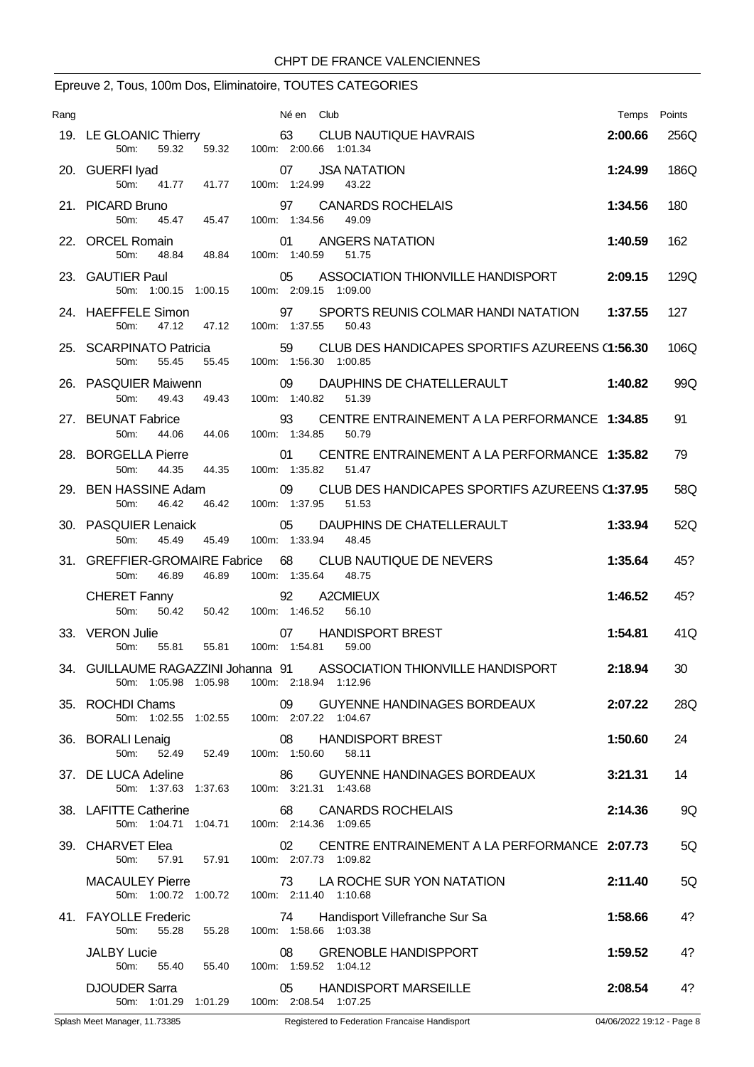CHPT DE FRANCE VALENCIENNES

## Epreuve 2, Tous, 100m Dos, Eliminatoire, TOUTES CATEGORIES

| Rang | Nom | Né en | Club | Temps | Points |
|---|---|---|---|---|---|
| 19. | LE GLOANIC Thierry | 63 | CLUB NAUTIQUE HAVRAIS | **2:00.66** | 256Q |
| | 50m: 59.32 59.32 100m: 2:00.66 1:01.34 | | | | |
| 20. | GUERFI Iyad | 07 | JSA NATATION | **1:24.99** | 186Q |
| | 50m: 41.77 41.77 100m: 1:24.99 43.22 | | | | |
| 21. | PICARD Bruno | 97 | CANARDS ROCHELAIS | **1:34.56** | 180 |
| | 50m: 45.47 45.47 100m: 1:34.56 49.09 | | | | |
| 22. | ORCEL Romain | 01 | ANGERS NATATION | **1:40.59** | 162 |
| | 50m: 48.84 48.84 100m: 1:40.59 51.75 | | | | |
| 23. | GAUTIER Paul | 05 | ASSOCIATION THIONVILLE HANDISPORT | **2:09.15** | 129Q |
| | 50m: 1:00.15 1:00.15 100m: 2:09.15 1:09.00 | | | | |
| 24. | HAEFFELE Simon | 97 | SPORTS REUNIS COLMAR HANDI NATATION | **1:37.55** | 127 |
| | 50m: 47.12 47.12 100m: 1:37.55 50.43 | | | | |
| 25. | SCARPINATO Patricia | 59 | CLUB DES HANDICAPES SPORTIFS AZUREENS ( | **1:56.30** | 106Q |
| | 50m: 55.45 55.45 100m: 1:56.30 1:00.85 | | | | |
| 26. | PASQUIER Maiwenn | 09 | DAUPHINS DE CHATELLERAULT | **1:40.82** | 99Q |
| | 50m: 49.43 49.43 100m: 1:40.82 51.39 | | | | |
| 27. | BEUNAT Fabrice | 93 | CENTRE ENTRAINEMENT A LA PERFORMANCE | **1:34.85** | 91 |
| | 50m: 44.06 44.06 100m: 1:34.85 50.79 | | | | |
| 28. | BORGELLA Pierre | 01 | CENTRE ENTRAINEMENT A LA PERFORMANCE | **1:35.82** | 79 |
| | 50m: 44.35 44.35 100m: 1:35.82 51.47 | | | | |
| 29. | BEN HASSINE Adam | 09 | CLUB DES HANDICAPES SPORTIFS AZUREENS ( | **1:37.95** | 58Q |
| | 50m: 46.42 46.42 100m: 1:37.95 51.53 | | | | |
| 30. | PASQUIER Lenaick | 05 | DAUPHINS DE CHATELLERAULT | **1:33.94** | 52Q |
| | 50m: 45.49 45.49 100m: 1:33.94 48.45 | | | | |
| 31. | GREFFIER-GROMAIRE Fabrice | 68 | CLUB NAUTIQUE DE NEVERS | **1:35.64** | 45? |
| | 50m: 46.89 46.89 100m: 1:35.64 48.75 | | | | |
| | CHERET Fanny | 92 | A2CMIEUX | **1:46.52** | 45? |
| | 50m: 50.42 50.42 100m: 1:46.52 56.10 | | | | |
| 33. | VERON Julie | 07 | HANDISPORT BREST | **1:54.81** | 41Q |
| | 50m: 55.81 55.81 100m: 1:54.81 59.00 | | | | |
| 34. | GUILLAUME RAGAZZINI Johanna | 91 | ASSOCIATION THIONVILLE HANDISPORT | **2:18.94** | 30 |
| | 50m: 1:05.98 1:05.98 100m: 2:18.94 1:12.96 | | | | |
| 35. | ROCHDI Chams | 09 | GUYENNE HANDINAGES BORDEAUX | **2:07.22** | 28Q |
| | 50m: 1:02.55 1:02.55 100m: 2:07.22 1:04.67 | | | | |
| 36. | BORALI Lenaig | 08 | HANDISPORT BREST | **1:50.60** | 24 |
| | 50m: 52.49 52.49 100m: 1:50.60 58.11 | | | | |
| 37. | DE LUCA Adeline | 86 | GUYENNE HANDINAGES BORDEAUX | **3:21.31** | 14 |
| | 50m: 1:37.63 1:37.63 100m: 3:21.31 1:43.68 | | | | |
| 38. | LAFITTE Catherine | 68 | CANARDS ROCHELAIS | **2:14.36** | 9Q |
| | 50m: 1:04.71 1:04.71 100m: 2:14.36 1:09.65 | | | | |
| 39. | CHARVET Elea | 02 | CENTRE ENTRAINEMENT A LA PERFORMANCE | **2:07.73** | 5Q |
| | 50m: 57.91 57.91 100m: 2:07.73 1:09.82 | | | | |
| | MACAULEY Pierre | 73 | LA ROCHE SUR YON NATATION | **2:11.40** | 5Q |
| | 50m: 1:00.72 1:00.72 100m: 2:11.40 1:10.68 | | | | |
| 41. | FAYOLLE Frederic | 74 | Handisport Villefranche Sur Sa | **1:58.66** | 4? |
| | 50m: 55.28 55.28 100m: 1:58.66 1:03.38 | | | | |
| | JALBY Lucie | 08 | GRENOBLE HANDISPPORT | **1:59.52** | 4? |
| | 50m: 55.40 55.40 100m: 1:59.52 1:04.12 | | | | |
| | DJOUDER Sarra | 05 | HANDISPORT MARSEILLE | **2:08.54** | 4? |
| | 50m: 1:01.29 1:01.29 100m: 2:08.54 1:07.25 | | | | |

Splash Meet Manager, 11.73385 Registered to Federation Francaise Handisport 04/06/2022 19:12 - Page 8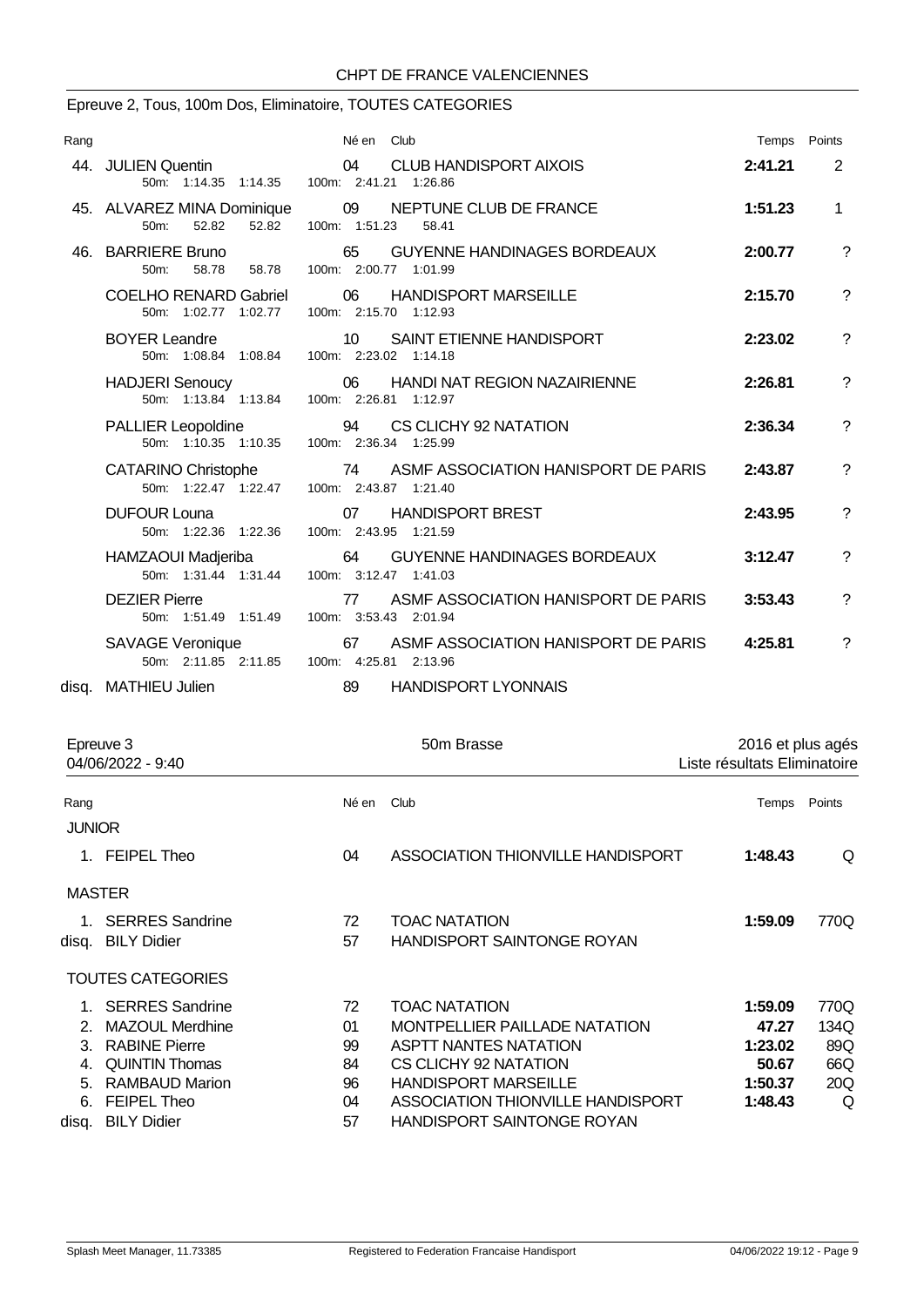CHPT DE FRANCE VALENCIENNES

## Epreuve 2, Tous, 100m Dos, Eliminatoire, TOUTES CATEGORIES

| Rang | Nom | Né en | Club | Temps | Points |
|---|---|---|---|---|---|
| 44. | JULIEN Quentin<br>50m: 1:14.35 1:14.35 100m: 2:41.21 1:26.86 | 04 | CLUB HANDISPORT AIXOIS | **2:41.21** | 2 |
| 45. | ALVAREZ MINA Dominique<br>50m: 52.82 52.82 100m: 1:51.23 58.41 | 09 | NEPTUNE CLUB DE FRANCE | **1:51.23** | 1 |
| 46. | BARRIERE Bruno<br>50m: 58.78 58.78 100m: 2:00.77 1:01.99 | 65 | GUYENNE HANDINAGES BORDEAUX | **2:00.77** | ? |
| | COELHO RENARD Gabriel<br>50m: 1:02.77 1:02.77 100m: 2:15.70 1:12.93 | 06 | HANDISPORT MARSEILLE | **2:15.70** | ? |
| | BOYER Leandre<br>50m: 1:08.84 1:08.84 100m: 2:23.02 1:14.18 | 10 | SAINT ETIENNE HANDISPORT | **2:23.02** | ? |
| | HADJERI Senoucy<br>50m: 1:13.84 1:13.84 100m: 2:26.81 1:12.97 | 06 | HANDI NAT REGION NAZAIRIENNE | **2:26.81** | ? |
| | PALLIER Leopoldine<br>50m: 1:10.35 1:10.35 100m: 2:36.34 1:25.99 | 94 | CS CLICHY 92 NATATION | **2:36.34** | ? |
| | CATARINO Christophe<br>50m: 1:22.47 1:22.47 100m: 2:43.87 1:21.40 | 74 | ASMF ASSOCIATION HANISPORT DE PARIS | **2:43.87** | ? |
| | DUFOUR Louna<br>50m: 1:22.36 1:22.36 100m: 2:43.95 1:21.59 | 07 | HANDISPORT BREST | **2:43.95** | ? |
| | HAMZAOUI Madjeriba<br>50m: 1:31.44 1:31.44 100m: 3:12.47 1:41.03 | 64 | GUYENNE HANDINAGES BORDEAUX | **3:12.47** | ? |
| | DEZIER Pierre<br>50m: 1:51.49 1:51.49 100m: 3:53.43 2:01.94 | 77 | ASMF ASSOCIATION HANISPORT DE PARIS | **3:53.43** | ? |
| | SAVAGE Veronique<br>50m: 2:11.85 2:11.85 100m: 4:25.81 2:13.96 | 67 | ASMF ASSOCIATION HANISPORT DE PARIS | **4:25.81** | ? |
| disq. | MATHIEU Julien | 89 | HANDISPORT LYONNAIS | | |

## Epreuve 3 — 50m Brasse — 2016 et plus agés

04/06/2022 - 9:40 — Liste résultats Eliminatoire

| Rang | Nom | Né en | Club | Temps | Points |
|---|---|---|---|---|---|
| **JUNIOR** | | | | | |
| 1. | FEIPEL Theo | 04 | ASSOCIATION THIONVILLE HANDISPORT | **1:48.43** | Q |
| **MASTER** | | | | | |
| 1. | SERRES Sandrine | 72 | TOAC NATATION | **1:59.09** | 770Q |
| disq. | BILY Didier | 57 | HANDISPORT SAINTONGE ROYAN | | |
| **TOUTES CATEGORIES** | | | | | |
| 1. | SERRES Sandrine | 72 | TOAC NATATION | **1:59.09** | 770Q |
| 2. | MAZOUL Merdhine | 01 | MONTPELLIER PAILLADE NATATION | **47.27** | 134Q |
| 3. | RABINE Pierre | 99 | ASPTT NANTES NATATION | **1:23.02** | 89Q |
| 4. | QUINTIN Thomas | 84 | CS CLICHY 92 NATATION | **50.67** | 66Q |
| 5. | RAMBAUD Marion | 96 | HANDISPORT MARSEILLE | **1:50.37** | 20Q |
| 6. | FEIPEL Theo | 04 | ASSOCIATION THIONVILLE HANDISPORT | **1:48.43** | Q |
| disq. | BILY Didier | 57 | HANDISPORT SAINTONGE ROYAN | | |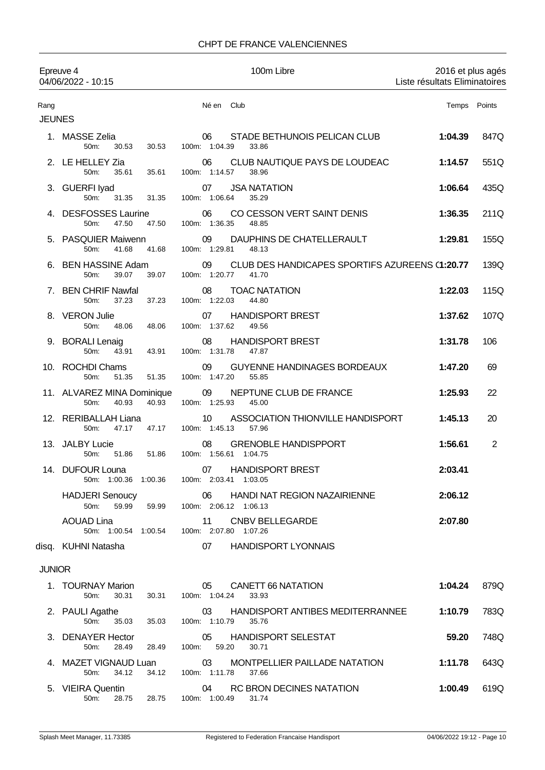# CHPT DE FRANCE VALENCIENNES

Epreuve 4 — 100m Libre — 2016 et plus agés

04/06/2022 - 10:15 — Liste résultats Eliminatoires

| Rang | | Né en | Club | Temps | Points |
|---|---|---|---|---|---|
| **JEUNES** | | | | | |
| 1. | MASSE Zelia | 06 | STADE BETHUNOIS PELICAN CLUB | **1:04.39** | 847Q |
| | 50m: 30.53 30.53 | | 100m: 1:04.39 33.86 | | |
| 2. | LE HELLEY Zia | 06 | CLUB NAUTIQUE PAYS DE LOUDEAC | **1:14.57** | 551Q |
| | 50m: 35.61 35.61 | | 100m: 1:14.57 38.96 | | |
| 3. | GUERFI Iyad | 07 | JSA NATATION | **1:06.64** | 435Q |
| | 50m: 31.35 31.35 | | 100m: 1:06.64 35.29 | | |
| 4. | DESFOSSES Laurine | 06 | CO CESSON VERT SAINT DENIS | **1:36.35** | 211Q |
| | 50m: 47.50 47.50 | | 100m: 1:36.35 48.85 | | |
| 5. | PASQUIER Maiwenn | 09 | DAUPHINS DE CHATELLERAULT | **1:29.81** | 155Q |
| | 50m: 41.68 41.68 | | 100m: 1:29.81 48.13 | | |
| 6. | BEN HASSINE Adam | 09 | CLUB DES HANDICAPES SPORTIFS AZUREENS ( | **1:20.77** | 139Q |
| | 50m: 39.07 39.07 | | 100m: 1:20.77 41.70 | | |
| 7. | BEN CHRIF Nawfal | 08 | TOAC NATATION | **1:22.03** | 115Q |
| | 50m: 37.23 37.23 | | 100m: 1:22.03 44.80 | | |
| 8. | VERON Julie | 07 | HANDISPORT BREST | **1:37.62** | 107Q |
| | 50m: 48.06 48.06 | | 100m: 1:37.62 49.56 | | |
| 9. | BORALI Lenaig | 08 | HANDISPORT BREST | **1:31.78** | 106 |
| | 50m: 43.91 43.91 | | 100m: 1:31.78 47.87 | | |
| 10. | ROCHDI Chams | 09 | GUYENNE HANDINAGES BORDEAUX | **1:47.20** | 69 |
| | 50m: 51.35 51.35 | | 100m: 1:47.20 55.85 | | |
| 11. | ALVAREZ MINA Dominique | 09 | NEPTUNE CLUB DE FRANCE | **1:25.93** | 22 |
| | 50m: 40.93 40.93 | | 100m: 1:25.93 45.00 | | |
| 12. | RERIBALLAH Liana | 10 | ASSOCIATION THIONVILLE HANDISPORT | **1:45.13** | 20 |
| | 50m: 47.17 47.17 | | 100m: 1:45.13 57.96 | | |
| 13. | JALBY Lucie | 08 | GRENOBLE HANDISPPORT | **1:56.61** | 2 |
| | 50m: 51.86 51.86 | | 100m: 1:56.61 1:04.75 | | |
| 14. | DUFOUR Louna | 07 | HANDISPORT BREST | **2:03.41** | |
| | 50m: 1:00.36 1:00.36 | | 100m: 2:03.41 1:03.05 | | |
| | HADJERI Senoucy | 06 | HANDI NAT REGION NAZAIRIENNE | **2:06.12** | |
| | 50m: 59.99 59.99 | | 100m: 2:06.12 1:06.13 | | |
| | AOUAD Lina | 11 | CNBV BELLEGARDE | **2:07.80** | |
| | 50m: 1:00.54 1:00.54 | | 100m: 2:07.80 1:07.26 | | |
| disq. | KUHNI Natasha | 07 | HANDISPORT LYONNAIS | | |
| **JUNIOR** | | | | | |
| 1. | TOURNAY Marion | 05 | CANETT 66 NATATION | **1:04.24** | 879Q |
| | 50m: 30.31 30.31 | | 100m: 1:04.24 33.93 | | |
| 2. | PAULI Agathe | 03 | HANDISPORT ANTIBES MEDITERRANEE | **1:10.79** | 783Q |
| | 50m: 35.03 35.03 | | 100m: 1:10.79 35.76 | | |
| 3. | DENAYER Hector | 05 | HANDISPORT SELESTAT | **59.20** | 748Q |
| | 50m: 28.49 28.49 | | 100m: 59.20 30.71 | | |
| 4. | MAZET VIGNAUD Luan | 03 | MONTPELLIER PAILLADE NATATION | **1:11.78** | 643Q |
| | 50m: 34.12 34.12 | | 100m: 1:11.78 37.66 | | |
| 5. | VIEIRA Quentin | 04 | RC BRON DECINES NATATION | **1:00.49** | 619Q |
| | 50m: 28.75 28.75 | | 100m: 1:00.49 31.74 | | |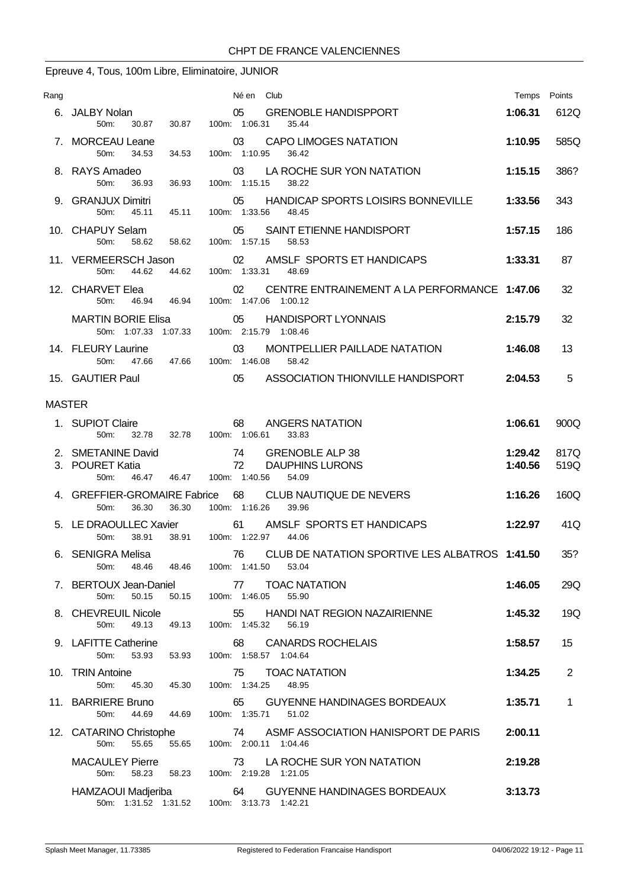CHPT DE FRANCE VALENCIENNES

## Epreuve 4, Tous, 100m Libre, Eliminatoire, JUNIOR

| Rang | | Né en | Club | Temps | Points |
|---|---|---|---|---|---|
| 6. | JALBY Nolan<br>50m: 30.87 30.87 100m: 1:06.31 35.44 | 05 | GRENOBLE HANDISPPORT | 1:06.31 | 612Q |
| 7. | MORCEAU Leane<br>50m: 34.53 34.53 100m: 1:10.95 36.42 | 03 | CAPO LIMOGES NATATION | 1:10.95 | 585Q |
| 8. | RAYS Amadeo<br>50m: 36.93 36.93 100m: 1:15.15 38.22 | 03 | LA ROCHE SUR YON NATATION | 1:15.15 | 386? |
| 9. | GRANJUX Dimitri<br>50m: 45.11 45.11 100m: 1:33.56 48.45 | 05 | HANDICAP SPORTS LOISIRS BONNEVILLE | 1:33.56 | 343 |
| 10. | CHAPUY Selam<br>50m: 58.62 58.62 100m: 1:57.15 58.53 | 05 | SAINT ETIENNE HANDISPORT | 1:57.15 | 186 |
| 11. | VERMEERSCH Jason<br>50m: 44.62 44.62 100m: 1:33.31 48.69 | 02 | AMSLF SPORTS ET HANDICAPS | 1:33.31 | 87 |
| 12. | CHARVET Elea<br>50m: 46.94 46.94 100m: 1:47.06 1:00.12 | 02 | CENTRE ENTRAINEMENT A LA PERFORMANCE | 1:47.06 | 32 |
| | MARTIN BORIE Elisa<br>50m: 1:07.33 1:07.33 100m: 2:15.79 1:08.46 | 05 | HANDISPORT LYONNAIS | 2:15.79 | 32 |
| 14. | FLEURY Laurine<br>50m: 47.66 47.66 100m: 1:46.08 58.42 | 03 | MONTPELLIER PAILLADE NATATION | 1:46.08 | 13 |
| 15. | GAUTIER Paul | 05 | ASSOCIATION THIONVILLE HANDISPORT | 2:04.53 | 5 |

## MASTER

| Rang | | Né en | Club | Temps | Points |
|---|---|---|---|---|---|
| 1. | SUPIOT Claire<br>50m: 32.78 32.78 100m: 1:06.61 33.83 | 68 | ANGERS NATATION | 1:06.61 | 900Q |
| 2. | SMETANINE David | 74 | GRENOBLE ALP 38 | 1:29.42 | 817Q |
| 3. | POURET Katia<br>50m: 46.47 46.47 100m: 1:40.56 54.09 | 72 | DAUPHINS LURONS | 1:40.56 | 519Q |
| 4. | GREFFIER-GROMAIRE Fabrice<br>50m: 36.30 36.30 100m: 1:16.26 39.96 | 68 | CLUB NAUTIQUE DE NEVERS | 1:16.26 | 160Q |
| 5. | LE DRAOULLEC Xavier<br>50m: 38.91 38.91 100m: 1:22.97 44.06 | 61 | AMSLF SPORTS ET HANDICAPS | 1:22.97 | 41Q |
| 6. | SENIGRA Melisa<br>50m: 48.46 48.46 100m: 1:41.50 53.04 | 76 | CLUB DE NATATION SPORTIVE LES ALBATROS | 1:41.50 | 35? |
| 7. | BERTOUX Jean-Daniel<br>50m: 50.15 50.15 100m: 1:46.05 55.90 | 77 | TOAC NATATION | 1:46.05 | 29Q |
| 8. | CHEVREUIL Nicole<br>50m: 49.13 49.13 100m: 1:45.32 56.19 | 55 | HANDI NAT REGION NAZAIRIENNE | 1:45.32 | 19Q |
| 9. | LAFITTE Catherine<br>50m: 53.93 53.93 100m: 1:58.57 1:04.64 | 68 | CANARDS ROCHELAIS | 1:58.57 | 15 |
| 10. | TRIN Antoine<br>50m: 45.30 45.30 100m: 1:34.25 48.95 | 75 | TOAC NATATION | 1:34.25 | 2 |
| 11. | BARRIERE Bruno<br>50m: 44.69 44.69 100m: 1:35.71 51.02 | 65 | GUYENNE HANDINAGES BORDEAUX | 1:35.71 | 1 |
| 12. | CATARINO Christophe<br>50m: 55.65 55.65 100m: 2:00.11 1:04.46 | 74 | ASMF ASSOCIATION HANISPORT DE PARIS | 2:00.11 | |
| | MACAULEY Pierre<br>50m: 58.23 58.23 100m: 2:19.28 1:21.05 | 73 | LA ROCHE SUR YON NATATION | 2:19.28 | |
| | HAMZAOUI Madjeriba<br>50m: 1:31.52 1:31.52 100m: 3:13.73 1:42.21 | 64 | GUYENNE HANDINAGES BORDEAUX | 3:13.73 | |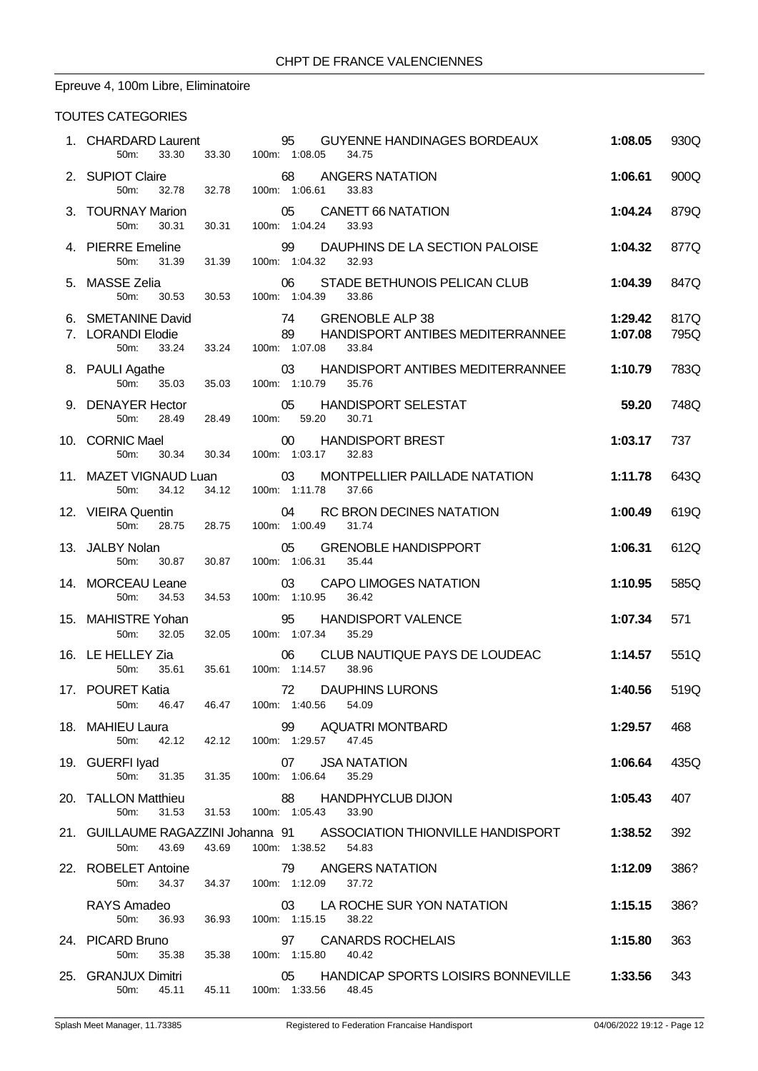CHPT DE FRANCE VALENCIENNES

Epreuve 4, 100m Libre, Eliminatoire

TOUTES CATEGORIES

| Rang | Nom | Année | Club | Temps | Points |
|---|---|---|---|---|---|
| 1. | CHARDARD Laurent | 95 | GUYENNE HANDINAGES BORDEAUX | 1:08.05 | 930Q |
| | 50m: 33.30 33.30 100m: 1:08.05 34.75 | | | | |
| 2. | SUPIOT Claire | 68 | ANGERS NATATION | 1:06.61 | 900Q |
| | 50m: 32.78 32.78 100m: 1:06.61 33.83 | | | | |
| 3. | TOURNAY Marion | 05 | CANETT 66 NATATION | 1:04.24 | 879Q |
| | 50m: 30.31 30.31 100m: 1:04.24 33.93 | | | | |
| 4. | PIERRE Emeline | 99 | DAUPHINS DE LA SECTION PALOISE | 1:04.32 | 877Q |
| | 50m: 31.39 31.39 100m: 1:04.32 32.93 | | | | |
| 5. | MASSE Zelia | 06 | STADE BETHUNOIS PELICAN CLUB | 1:04.39 | 847Q |
| | 50m: 30.53 30.53 100m: 1:04.39 33.86 | | | | |
| 6. | SMETANINE David | 74 | GRENOBLE ALP 38 | 1:29.42 | 817Q |
| 7. | LORANDI Elodie | 89 | HANDISPORT ANTIBES MEDITERRANNEE | 1:07.08 | 795Q |
| | 50m: 33.24 33.24 100m: 1:07.08 33.84 | | | | |
| 8. | PAULI Agathe | 03 | HANDISPORT ANTIBES MEDITERRANNEE | 1:10.79 | 783Q |
| | 50m: 35.03 35.03 100m: 1:10.79 35.76 | | | | |
| 9. | DENAYER Hector | 05 | HANDISPORT SELESTAT | 59.20 | 748Q |
| | 50m: 28.49 28.49 100m: 59.20 30.71 | | | | |
| 10. | CORNIC Mael | 00 | HANDISPORT BREST | 1:03.17 | 737 |
| | 50m: 30.34 30.34 100m: 1:03.17 32.83 | | | | |
| 11. | MAZET VIGNAUD Luan | 03 | MONTPELLIER PAILLADE NATATION | 1:11.78 | 643Q |
| | 50m: 34.12 34.12 100m: 1:11.78 37.66 | | | | |
| 12. | VIEIRA Quentin | 04 | RC BRON DECINES NATATION | 1:00.49 | 619Q |
| | 50m: 28.75 28.75 100m: 1:00.49 31.74 | | | | |
| 13. | JALBY Nolan | 05 | GRENOBLE HANDISPPORT | 1:06.31 | 612Q |
| | 50m: 30.87 30.87 100m: 1:06.31 35.44 | | | | |
| 14. | MORCEAU Leane | 03 | CAPO LIMOGES NATATION | 1:10.95 | 585Q |
| | 50m: 34.53 34.53 100m: 1:10.95 36.42 | | | | |
| 15. | MAHISTRE Yohan | 95 | HANDISPORT VALENCE | 1:07.34 | 571 |
| | 50m: 32.05 32.05 100m: 1:07.34 35.29 | | | | |
| 16. | LE HELLEY Zia | 06 | CLUB NAUTIQUE PAYS DE LOUDEAC | 1:14.57 | 551Q |
| | 50m: 35.61 35.61 100m: 1:14.57 38.96 | | | | |
| 17. | POURET Katia | 72 | DAUPHINS LURONS | 1:40.56 | 519Q |
| | 50m: 46.47 46.47 100m: 1:40.56 54.09 | | | | |
| 18. | MAHIEU Laura | 99 | AQUATRI MONTBARD | 1:29.57 | 468 |
| | 50m: 42.12 42.12 100m: 1:29.57 47.45 | | | | |
| 19. | GUERFI Iyad | 07 | JSA NATATION | 1:06.64 | 435Q |
| | 50m: 31.35 31.35 100m: 1:06.64 35.29 | | | | |
| 20. | TALLON Matthieu | 88 | HANDPHYCLUB DIJON | 1:05.43 | 407 |
| | 50m: 31.53 31.53 100m: 1:05.43 33.90 | | | | |
| 21. | GUILLAUME RAGAZZINI Johanna | 91 | ASSOCIATION THIONVILLE HANDISPORT | 1:38.52 | 392 |
| | 50m: 43.69 43.69 100m: 1:38.52 54.83 | | | | |
| 22. | ROBELET Antoine | 79 | ANGERS NATATION | 1:12.09 | 386? |
| | 50m: 34.37 34.37 100m: 1:12.09 37.72 | | | | |
| | RAYS Amadeo | 03 | LA ROCHE SUR YON NATATION | 1:15.15 | 386? |
| | 50m: 36.93 36.93 100m: 1:15.15 38.22 | | | | |
| 24. | PICARD Bruno | 97 | CANARDS ROCHELAIS | 1:15.80 | 363 |
| | 50m: 35.38 35.38 100m: 1:15.80 40.42 | | | | |
| 25. | GRANJUX Dimitri | 05 | HANDICAP SPORTS LOISIRS BONNEVILLE | 1:33.56 | 343 |
| | 50m: 45.11 45.11 100m: 1:33.56 48.45 | | | | |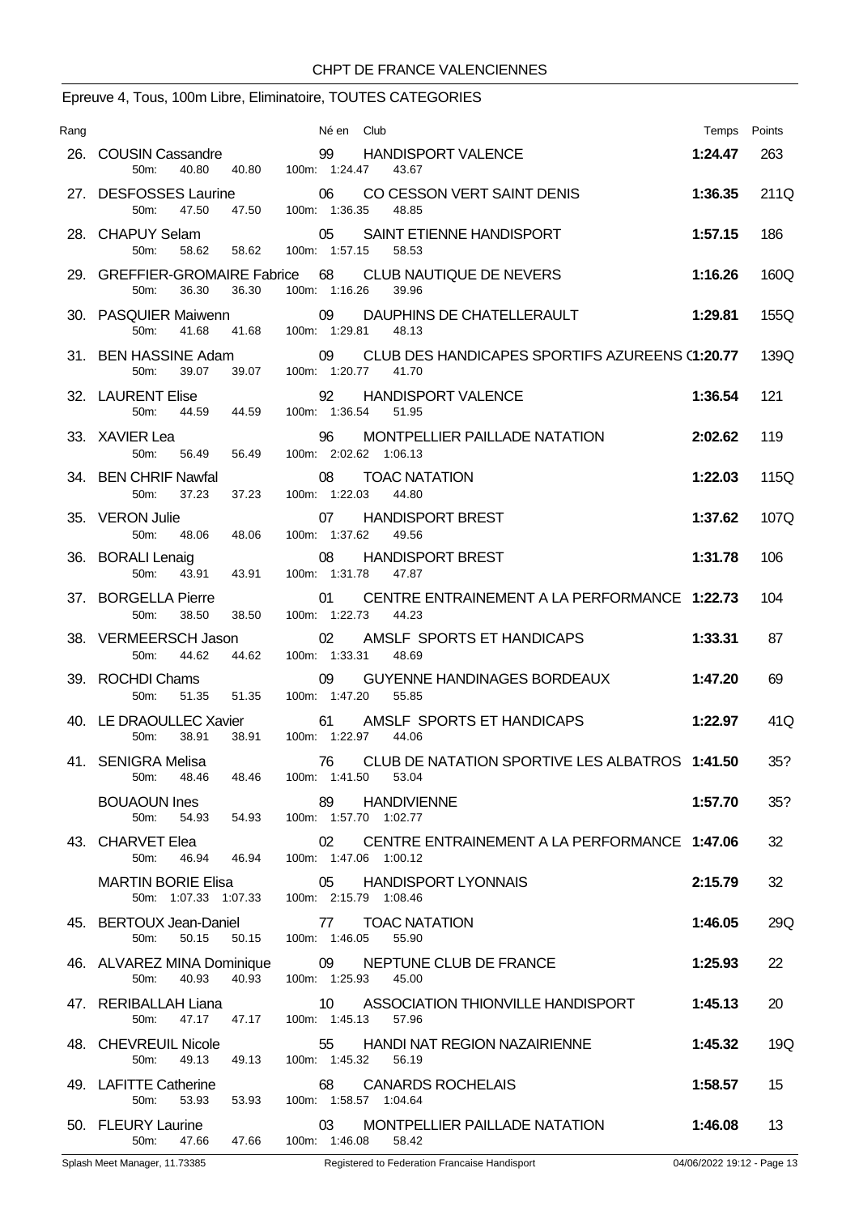CHPT DE FRANCE VALENCIENNES

## Epreuve 4, Tous, 100m Libre, Eliminatoire, TOUTES CATEGORIES

| Rang | | Né en | Club | Temps | Points |
|---|---|---|---|---|---|
| 26. | COUSIN Cassandre | 99 | HANDISPORT VALENCE | 1:24.47 | 263 |
| | 50m: 40.80 40.80 100m: 1:24.47 43.67 | | | | |
| 27. | DESFOSSES Laurine | 06 | CO CESSON VERT SAINT DENIS | 1:36.35 | 211Q |
| | 50m: 47.50 47.50 100m: 1:36.35 48.85 | | | | |
| 28. | CHAPUY Selam | 05 | SAINT ETIENNE HANDISPORT | 1:57.15 | 186 |
| | 50m: 58.62 58.62 100m: 1:57.15 58.53 | | | | |
| 29. | GREFFIER-GROMAIRE Fabrice | 68 | CLUB NAUTIQUE DE NEVERS | 1:16.26 | 160Q |
| | 50m: 36.30 36.30 100m: 1:16.26 39.96 | | | | |
| 30. | PASQUIER Maiwenn | 09 | DAUPHINS DE CHATELLERAULT | 1:29.81 | 155Q |
| | 50m: 41.68 41.68 100m: 1:29.81 48.13 | | | | |
| 31. | BEN HASSINE Adam | 09 | CLUB DES HANDICAPES SPORTIFS AZUREENS ( | 1:20.77 | 139Q |
| | 50m: 39.07 39.07 100m: 1:20.77 41.70 | | | | |
| 32. | LAURENT Elise | 92 | HANDISPORT VALENCE | 1:36.54 | 121 |
| | 50m: 44.59 44.59 100m: 1:36.54 51.95 | | | | |
| 33. | XAVIER Lea | 96 | MONTPELLIER PAILLADE NATATION | 2:02.62 | 119 |
| | 50m: 56.49 56.49 100m: 2:02.62 1:06.13 | | | | |
| 34. | BEN CHRIF Nawfal | 08 | TOAC NATATION | 1:22.03 | 115Q |
| | 50m: 37.23 37.23 100m: 1:22.03 44.80 | | | | |
| 35. | VERON Julie | 07 | HANDISPORT BREST | 1:37.62 | 107Q |
| | 50m: 48.06 48.06 100m: 1:37.62 49.56 | | | | |
| 36. | BORALI Lenaig | 08 | HANDISPORT BREST | 1:31.78 | 106 |
| | 50m: 43.91 43.91 100m: 1:31.78 47.87 | | | | |
| 37. | BORGELLA Pierre | 01 | CENTRE ENTRAINEMENT A LA PERFORMANCE | 1:22.73 | 104 |
| | 50m: 38.50 38.50 100m: 1:22.73 44.23 | | | | |
| 38. | VERMEERSCH Jason | 02 | AMSLF SPORTS ET HANDICAPS | 1:33.31 | 87 |
| | 50m: 44.62 44.62 100m: 1:33.31 48.69 | | | | |
| 39. | ROCHDI Chams | 09 | GUYENNE HANDINAGES BORDEAUX | 1:47.20 | 69 |
| | 50m: 51.35 51.35 100m: 1:47.20 55.85 | | | | |
| 40. | LE DRAOULLEC Xavier | 61 | AMSLF SPORTS ET HANDICAPS | 1:22.97 | 41Q |
| | 50m: 38.91 38.91 100m: 1:22.97 44.06 | | | | |
| 41. | SENIGRA Melisa | 76 | CLUB DE NATATION SPORTIVE LES ALBATROS | 1:41.50 | 35? |
| | 50m: 48.46 48.46 100m: 1:41.50 53.04 | | | | |
| | BOUAOUN Ines | 89 | HANDIVIENNE | 1:57.70 | 35? |
| | 50m: 54.93 54.93 100m: 1:57.70 1:02.77 | | | | |
| 43. | CHARVET Elea | 02 | CENTRE ENTRAINEMENT A LA PERFORMANCE | 1:47.06 | 32 |
| | 50m: 46.94 46.94 100m: 1:47.06 1:00.12 | | | | |
| | MARTIN BORIE Elisa | 05 | HANDISPORT LYONNAIS | 2:15.79 | 32 |
| | 50m: 1:07.33 1:07.33 100m: 2:15.79 1:08.46 | | | | |
| 45. | BERTOUX Jean-Daniel | 77 | TOAC NATATION | 1:46.05 | 29Q |
| | 50m: 50.15 50.15 100m: 1:46.05 55.90 | | | | |
| 46. | ALVAREZ MINA Dominique | 09 | NEPTUNE CLUB DE FRANCE | 1:25.93 | 22 |
| | 50m: 40.93 40.93 100m: 1:25.93 45.00 | | | | |
| 47. | RERIBALLAH Liana | 10 | ASSOCIATION THIONVILLE HANDISPORT | 1:45.13 | 20 |
| | 50m: 47.17 47.17 100m: 1:45.13 57.96 | | | | |
| 48. | CHEVREUIL Nicole | 55 | HANDI NAT REGION NAZAIRIENNE | 1:45.32 | 19Q |
| | 50m: 49.13 49.13 100m: 1:45.32 56.19 | | | | |
| 49. | LAFITTE Catherine | 68 | CANARDS ROCHELAIS | 1:58.57 | 15 |
| | 50m: 53.93 53.93 100m: 1:58.57 1:04.64 | | | | |
| 50. | FLEURY Laurine | 03 | MONTPELLIER PAILLADE NATATION | 1:46.08 | 13 |
| | 50m: 47.66 47.66 100m: 1:46.08 58.42 | | | | |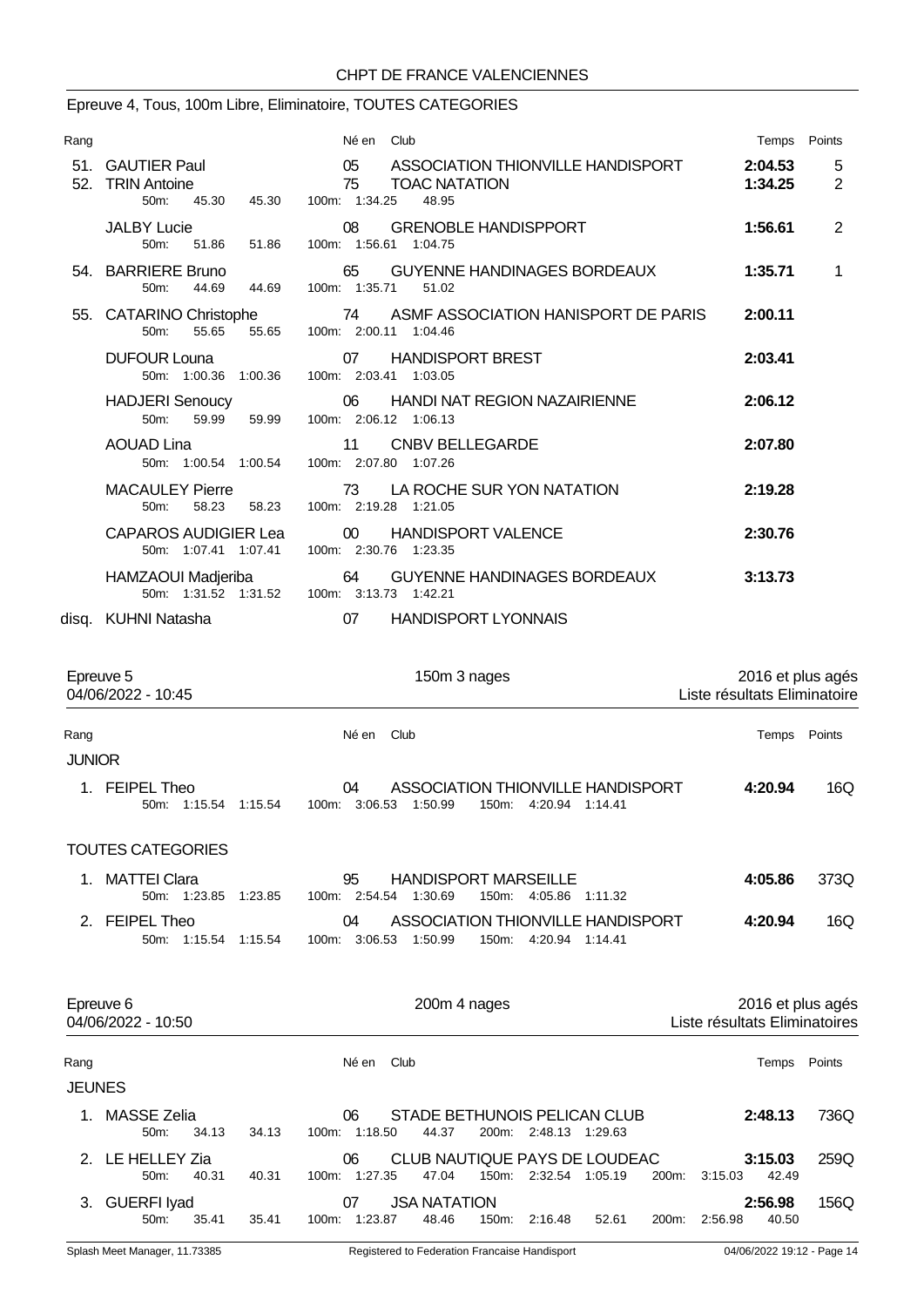CHPT DE FRANCE VALENCIENNES

## Epreuve 4, Tous, 100m Libre, Eliminatoire, TOUTES CATEGORIES

| Rang | | Né en | Club | Temps | Points |
|---|---|---|---|---|---|
| 51. | GAUTIER Paul | 05 | ASSOCIATION THIONVILLE HANDISPORT | 2:04.53 | 5 |
| 52. | TRIN Antoine | 75 | TOAC NATATION | 1:34.25 | 2 |
| | 50m: 45.30 45.30 | 100m: 1:34.25 48.95 | | | |
| | JALBY Lucie | 08 | GRENOBLE HANDISPPORT | 1:56.61 | 2 |
| | 50m: 51.86 51.86 | 100m: 1:56.61 1:04.75 | | | |
| 54. | BARRIERE Bruno | 65 | GUYENNE HANDINAGES BORDEAUX | 1:35.71 | 1 |
| | 50m: 44.69 44.69 | 100m: 1:35.71 51.02 | | | |
| 55. | CATARINO Christophe | 74 | ASMF ASSOCIATION HANISPORT DE PARIS | 2:00.11 | |
| | 50m: 55.65 55.65 | 100m: 2:00.11 1:04.46 | | | |
| | DUFOUR Louna | 07 | HANDISPORT BREST | 2:03.41 | |
| | 50m: 1:00.36 1:00.36 | 100m: 2:03.41 1:03.05 | | | |
| | HADJERI Senoucy | 06 | HANDI NAT REGION NAZAIRIENNE | 2:06.12 | |
| | 50m: 59.99 59.99 | 100m: 2:06.12 1:06.13 | | | |
| | AOUAD Lina | 11 | CNBV BELLEGARDE | 2:07.80 | |
| | 50m: 1:00.54 1:00.54 | 100m: 2:07.80 1:07.26 | | | |
| | MACAULEY Pierre | 73 | LA ROCHE SUR YON NATATION | 2:19.28 | |
| | 50m: 58.23 58.23 | 100m: 2:19.28 1:21.05 | | | |
| | CAPAROS AUDIGIER Lea | 00 | HANDISPORT VALENCE | 2:30.76 | |
| | 50m: 1:07.41 1:07.41 | 100m: 2:30.76 1:23.35 | | | |
| | HAMZAOUI Madjeriba | 64 | GUYENNE HANDINAGES BORDEAUX | 3:13.73 | |
| | 50m: 1:31.52 1:31.52 | 100m: 3:13.73 1:42.21 | | | |
| disq. | KUHNI Natasha | 07 | HANDISPORT LYONNAIS | | |

## Epreuve 5 — 150m 3 nages — 2016 et plus agés

04/06/2022 - 10:45 — Liste résultats Eliminatoire

| Rang | | Né en | Club | Temps | Points |
|---|---|---|---|---|---|
| **JUNIOR** | | | | | |
| 1. | FEIPEL Theo | 04 | ASSOCIATION THIONVILLE HANDISPORT | 4:20.94 | 16Q |
| | 50m: 1:15.54 1:15.54 | 100m: 3:06.53 1:50.99 | 150m: 4:20.94 1:14.41 | | |
| **TOUTES CATEGORIES** | | | | | |
| 1. | MATTEI Clara | 95 | HANDISPORT MARSEILLE | 4:05.86 | 373Q |
| | 50m: 1:23.85 1:23.85 | 100m: 2:54.54 1:30.69 | 150m: 4:05.86 1:11.32 | | |
| 2. | FEIPEL Theo | 04 | ASSOCIATION THIONVILLE HANDISPORT | 4:20.94 | 16Q |
| | 50m: 1:15.54 1:15.54 | 100m: 3:06.53 1:50.99 | 150m: 4:20.94 1:14.41 | | |

## Epreuve 6 — 200m 4 nages — 2016 et plus agés

04/06/2022 - 10:50 — Liste résultats Eliminatoires

| Rang | | Né en | Club | Temps | Points |
|---|---|---|---|---|---|
| **JEUNES** | | | | | |
| 1. | MASSE Zelia | 06 | STADE BETHUNOIS PELICAN CLUB | 2:48.13 | 736Q |
| | 50m: 34.13 34.13 | 100m: 1:18.50 44.37 | 200m: 2:48.13 1:29.63 | | |
| 2. | LE HELLEY Zia | 06 | CLUB NAUTIQUE PAYS DE LOUDEAC | 3:15.03 | 259Q |
| | 50m: 40.31 40.31 | 100m: 1:27.35 47.04 | 150m: 2:32.54 1:05.19 | 200m: 3:15.03 42.49 | |
| 3. | GUERFI Iyad | 07 | JSA NATATION | 2:56.98 | 156Q |
| | 50m: 35.41 35.41 | 100m: 1:23.87 48.46 | 150m: 2:16.48 52.61 | 200m: 2:56.98 40.50 | |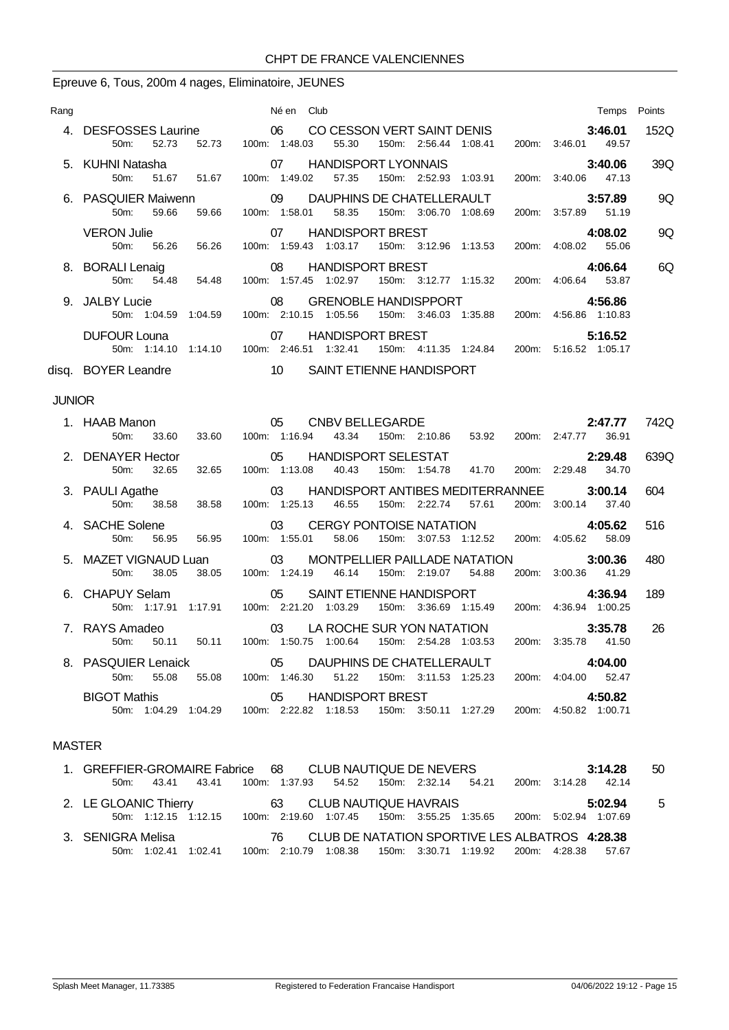CHPT DE FRANCE VALENCIENNES

## Epreuve 6, Tous, 200m 4 nages, Eliminatoire, JEUNES

| Rang | Nom | Né en | Club | Temps | Points |
|---|---|---|---|---|---|
| 4. | DESFOSSES Laurine | 06 | CO CESSON VERT SAINT DENIS | **3:46.01** | 152Q |
| | 50m: 52.73 52.73 | | 100m: 1:48.03 55.30 · 150m: 2:56.44 1:08.41 · 200m: 3:46.01 49.57 | | |
| 5. | KUHNI Natasha | 07 | HANDISPORT LYONNAIS | **3:40.06** | 39Q |
| | 50m: 51.67 51.67 | | 100m: 1:49.02 57.35 · 150m: 2:52.93 1:03.91 · 200m: 3:40.06 47.13 | | |
| 6. | PASQUIER Maiwenn | 09 | DAUPHINS DE CHATELLERAULT | **3:57.89** | 9Q |
| | 50m: 59.66 59.66 | | 100m: 1:58.01 58.35 · 150m: 3:06.70 1:08.69 · 200m: 3:57.89 51.19 | | |
| | VERON Julie | 07 | HANDISPORT BREST | **4:08.02** | 9Q |
| | 50m: 56.26 56.26 | | 100m: 1:59.43 1:03.17 · 150m: 3:12.96 1:13.53 · 200m: 4:08.02 55.06 | | |
| 8. | BORALI Lenaig | 08 | HANDISPORT BREST | **4:06.64** | 6Q |
| | 50m: 54.48 54.48 | | 100m: 1:57.45 1:02.97 · 150m: 3:12.77 1:15.32 · 200m: 4:06.64 53.87 | | |
| 9. | JALBY Lucie | 08 | GRENOBLE HANDISPPORT | **4:56.86** | |
| | 50m: 1:04.59 1:04.59 | | 100m: 2:10.15 1:05.56 · 150m: 3:46.03 1:35.88 · 200m: 4:56.86 1:10.83 | | |
| | DUFOUR Louna | 07 | HANDISPORT BREST | **5:16.52** | |
| | 50m: 1:14.10 1:14.10 | | 100m: 2:46.51 1:32.41 · 150m: 4:11.35 1:24.84 · 200m: 5:16.52 1:05.17 | | |
| disq. | BOYER Leandre | 10 | SAINT ETIENNE HANDISPORT | | |

### JUNIOR

| Rang | Nom | Né en | Club | Temps | Points |
|---|---|---|---|---|---|
| 1. | HAAB Manon | 05 | CNBV BELLEGARDE | **2:47.77** | 742Q |
| | 50m: 33.60 33.60 | | 100m: 1:16.94 43.34 · 150m: 2:10.86 53.92 · 200m: 2:47.77 36.91 | | |
| 2. | DENAYER Hector | 05 | HANDISPORT SELESTAT | **2:29.48** | 639Q |
| | 50m: 32.65 32.65 | | 100m: 1:13.08 40.43 · 150m: 1:54.78 41.70 · 200m: 2:29.48 34.70 | | |
| 3. | PAULI Agathe | 03 | HANDISPORT ANTIBES MEDITERRANNEE | **3:00.14** | 604 |
| | 50m: 38.58 38.58 | | 100m: 1:25.13 46.55 · 150m: 2:22.74 57.61 · 200m: 3:00.14 37.40 | | |
| 4. | SACHE Solene | 03 | CERGY PONTOISE NATATION | **4:05.62** | 516 |
| | 50m: 56.95 56.95 | | 100m: 1:55.01 58.06 · 150m: 3:07.53 1:12.52 · 200m: 4:05.62 58.09 | | |
| 5. | MAZET VIGNAUD Luan | 03 | MONTPELLIER PAILLADE NATATION | **3:00.36** | 480 |
| | 50m: 38.05 38.05 | | 100m: 1:24.19 46.14 · 150m: 2:19.07 54.88 · 200m: 3:00.36 41.29 | | |
| 6. | CHAPUY Selam | 05 | SAINT ETIENNE HANDISPORT | **4:36.94** | 189 |
| | 50m: 1:17.91 1:17.91 | | 100m: 2:21.20 1:03.29 · 150m: 3:36.69 1:15.49 · 200m: 4:36.94 1:00.25 | | |
| 7. | RAYS Amadeo | 03 | LA ROCHE SUR YON NATATION | **3:35.78** | 26 |
| | 50m: 50.11 50.11 | | 100m: 1:50.75 1:00.64 · 150m: 2:54.28 1:03.53 · 200m: 3:35.78 41.50 | | |
| 8. | PASQUIER Lenaick | 05 | DAUPHINS DE CHATELLERAULT | **4:04.00** | |
| | 50m: 55.08 55.08 | | 100m: 1:46.30 51.22 · 150m: 3:11.53 1:25.23 · 200m: 4:04.00 52.47 | | |
| | BIGOT Mathis | 05 | HANDISPORT BREST | **4:50.82** | |
| | 50m: 1:04.29 1:04.29 | | 100m: 2:22.82 1:18.53 · 150m: 3:50.11 1:27.29 · 200m: 4:50.82 1:00.71 | | |

### MASTER

| Rang | Nom | Né en | Club | Temps | Points |
|---|---|---|---|---|---|
| 1. | GREFFIER-GROMAIRE Fabrice | 68 | CLUB NAUTIQUE DE NEVERS | **3:14.28** | 50 |
| | 50m: 43.41 43.41 | | 100m: 1:37.93 54.52 · 150m: 2:32.14 54.21 · 200m: 3:14.28 42.14 | | |
| 2. | LE GLOANIC Thierry | 63 | CLUB NAUTIQUE HAVRAIS | **5:02.94** | 5 |
| | 50m: 1:12.15 1:12.15 | | 100m: 2:19.60 1:07.45 · 150m: 3:55.25 1:35.65 · 200m: 5:02.94 1:07.69 | | |
| 3. | SENIGRA Melisa | 76 | CLUB DE NATATION SPORTIVE LES ALBATROS | **4:28.38** | |
| | 50m: 1:02.41 1:02.41 | | 100m: 2:10.79 1:08.38 · 150m: 3:30.71 1:19.92 · 200m: 4:28.38 57.67 | | |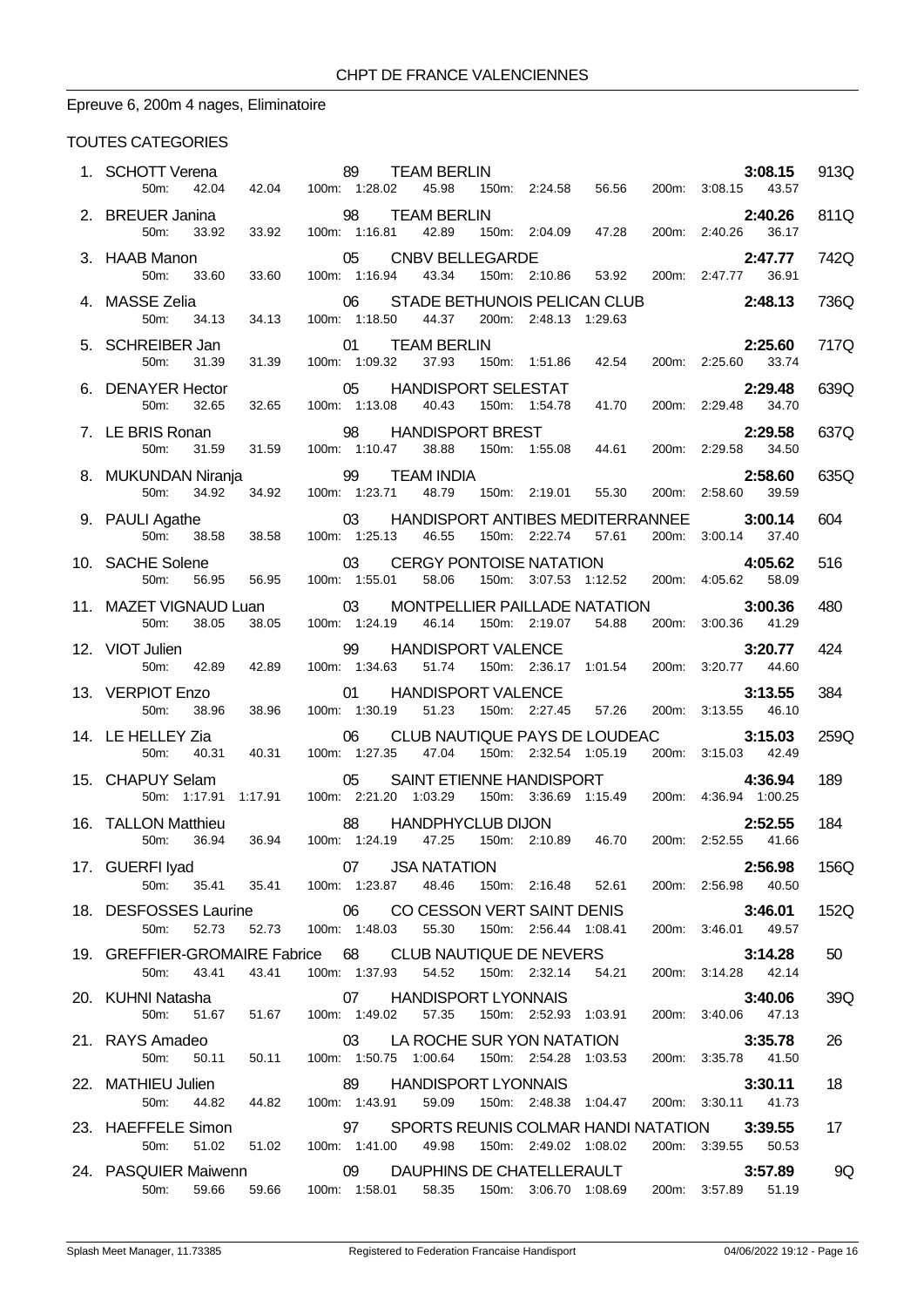CHPT DE FRANCE VALENCIENNES

## Epreuve 6, 200m 4 nages, Eliminatoire

### TOUTES CATEGORIES

| Rang | Nom | Année | Club | Temps | Points |
|---|---|---|---|---|---|
| 1. | SCHOTT Verena | 89 | TEAM BERLIN | **3:08.15** | 913Q |
| | 50m: 42.04 42.04 | | 100m: 1:28.02 45.98 | 150m: 2:24.58 56.56 | 200m: 3:08.15 43.57 |
| 2. | BREUER Janina | 98 | TEAM BERLIN | **2:40.26** | 811Q |
| | 50m: 33.92 33.92 | | 100m: 1:16.81 42.89 | 150m: 2:04.09 47.28 | 200m: 2:40.26 36.17 |
| 3. | HAAB Manon | 05 | CNBV BELLEGARDE | **2:47.77** | 742Q |
| | 50m: 33.60 33.60 | | 100m: 1:16.94 43.34 | 150m: 2:10.86 53.92 | 200m: 2:47.77 36.91 |
| 4. | MASSE Zelia | 06 | STADE BETHUNOIS PELICAN CLUB | **2:48.13** | 736Q |
| | 50m: 34.13 34.13 | | 100m: 1:18.50 44.37 | 200m: 2:48.13 1:29.63 | |
| 5. | SCHREIBER Jan | 01 | TEAM BERLIN | **2:25.60** | 717Q |
| | 50m: 31.39 31.39 | | 100m: 1:09.32 37.93 | 150m: 1:51.86 42.54 | 200m: 2:25.60 33.74 |
| 6. | DENAYER Hector | 05 | HANDISPORT SELESTAT | **2:29.48** | 639Q |
| | 50m: 32.65 32.65 | | 100m: 1:13.08 40.43 | 150m: 1:54.78 41.70 | 200m: 2:29.48 34.70 |
| 7. | LE BRIS Ronan | 98 | HANDISPORT BREST | **2:29.58** | 637Q |
| | 50m: 31.59 31.59 | | 100m: 1:10.47 38.88 | 150m: 1:55.08 44.61 | 200m: 2:29.58 34.50 |
| 8. | MUKUNDAN Niranja | 99 | TEAM INDIA | **2:58.60** | 635Q |
| | 50m: 34.92 34.92 | | 100m: 1:23.71 48.79 | 150m: 2:19.01 55.30 | 200m: 2:58.60 39.59 |
| 9. | PAULI Agathe | 03 | HANDISPORT ANTIBES MEDITERRANNEE | **3:00.14** | 604 |
| | 50m: 38.58 38.58 | | 100m: 1:25.13 46.55 | 150m: 2:22.74 57.61 | 200m: 3:00.14 37.40 |
| 10. | SACHE Solene | 03 | CERGY PONTOISE NATATION | **4:05.62** | 516 |
| | 50m: 56.95 56.95 | | 100m: 1:55.01 58.06 | 150m: 3:07.53 1:12.52 | 200m: 4:05.62 58.09 |
| 11. | MAZET VIGNAUD Luan | 03 | MONTPELLIER PAILLADE NATATION | **3:00.36** | 480 |
| | 50m: 38.05 38.05 | | 100m: 1:24.19 46.14 | 150m: 2:19.07 54.88 | 200m: 3:00.36 41.29 |
| 12. | VIOT Julien | 99 | HANDISPORT VALENCE | **3:20.77** | 424 |
| | 50m: 42.89 42.89 | | 100m: 1:34.63 51.74 | 150m: 2:36.17 1:01.54 | 200m: 3:20.77 44.60 |
| 13. | VERPIOT Enzo | 01 | HANDISPORT VALENCE | **3:13.55** | 384 |
| | 50m: 38.96 38.96 | | 100m: 1:30.19 51.23 | 150m: 2:27.45 57.26 | 200m: 3:13.55 46.10 |
| 14. | LE HELLEY Zia | 06 | CLUB NAUTIQUE PAYS DE LOUDEAC | **3:15.03** | 259Q |
| | 50m: 40.31 40.31 | | 100m: 1:27.35 47.04 | 150m: 2:32.54 1:05.19 | 200m: 3:15.03 42.49 |
| 15. | CHAPUY Selam | 05 | SAINT ETIENNE HANDISPORT | **4:36.94** | 189 |
| | 50m: 1:17.91 1:17.91 | | 100m: 2:21.20 1:03.29 | 150m: 3:36.69 1:15.49 | 200m: 4:36.94 1:00.25 |
| 16. | TALLON Matthieu | 88 | HANDPHYCLUB DIJON | **2:52.55** | 184 |
| | 50m: 36.94 36.94 | | 100m: 1:24.19 47.25 | 150m: 2:10.89 46.70 | 200m: 2:52.55 41.66 |
| 17. | GUERFI Iyad | 07 | JSA NATATION | **2:56.98** | 156Q |
| | 50m: 35.41 35.41 | | 100m: 1:23.87 48.46 | 150m: 2:16.48 52.61 | 200m: 2:56.98 40.50 |
| 18. | DESFOSSES Laurine | 06 | CO CESSON VERT SAINT DENIS | **3:46.01** | 152Q |
| | 50m: 52.73 52.73 | | 100m: 1:48.03 55.30 | 150m: 2:56.44 1:08.41 | 200m: 3:46.01 49.57 |
| 19. | GREFFIER-GROMAIRE Fabrice | 68 | CLUB NAUTIQUE DE NEVERS | **3:14.28** | 50 |
| | 50m: 43.41 43.41 | | 100m: 1:37.93 54.52 | 150m: 2:32.14 54.21 | 200m: 3:14.28 42.14 |
| 20. | KUHNI Natasha | 07 | HANDISPORT LYONNAIS | **3:40.06** | 39Q |
| | 50m: 51.67 51.67 | | 100m: 1:49.02 57.35 | 150m: 2:52.93 1:03.91 | 200m: 3:40.06 47.13 |
| 21. | RAYS Amadeo | 03 | LA ROCHE SUR YON NATATION | **3:35.78** | 26 |
| | 50m: 50.11 50.11 | | 100m: 1:50.75 1:00.64 | 150m: 2:54.28 1:03.53 | 200m: 3:35.78 41.50 |
| 22. | MATHIEU Julien | 89 | HANDISPORT LYONNAIS | **3:30.11** | 18 |
| | 50m: 44.82 44.82 | | 100m: 1:43.91 59.09 | 150m: 2:48.38 1:04.47 | 200m: 3:30.11 41.73 |
| 23. | HAEFFELE Simon | 97 | SPORTS REUNIS COLMAR HANDI NATATION | **3:39.55** | 17 |
| | 50m: 51.02 51.02 | | 100m: 1:41.00 49.98 | 150m: 2:49.02 1:08.02 | 200m: 3:39.55 50.53 |
| 24. | PASQUIER Maiwenn | 09 | DAUPHINS DE CHATELLERAULT | **3:57.89** | 9Q |
| | 50m: 59.66 59.66 | | 100m: 1:58.01 58.35 | 150m: 3:06.70 1:08.69 | 200m: 3:57.89 51.19 |

Splash Meet Manager, 11.73385 — Registered to Federation Francaise Handisport — 04/06/2022 19:12 - Page 16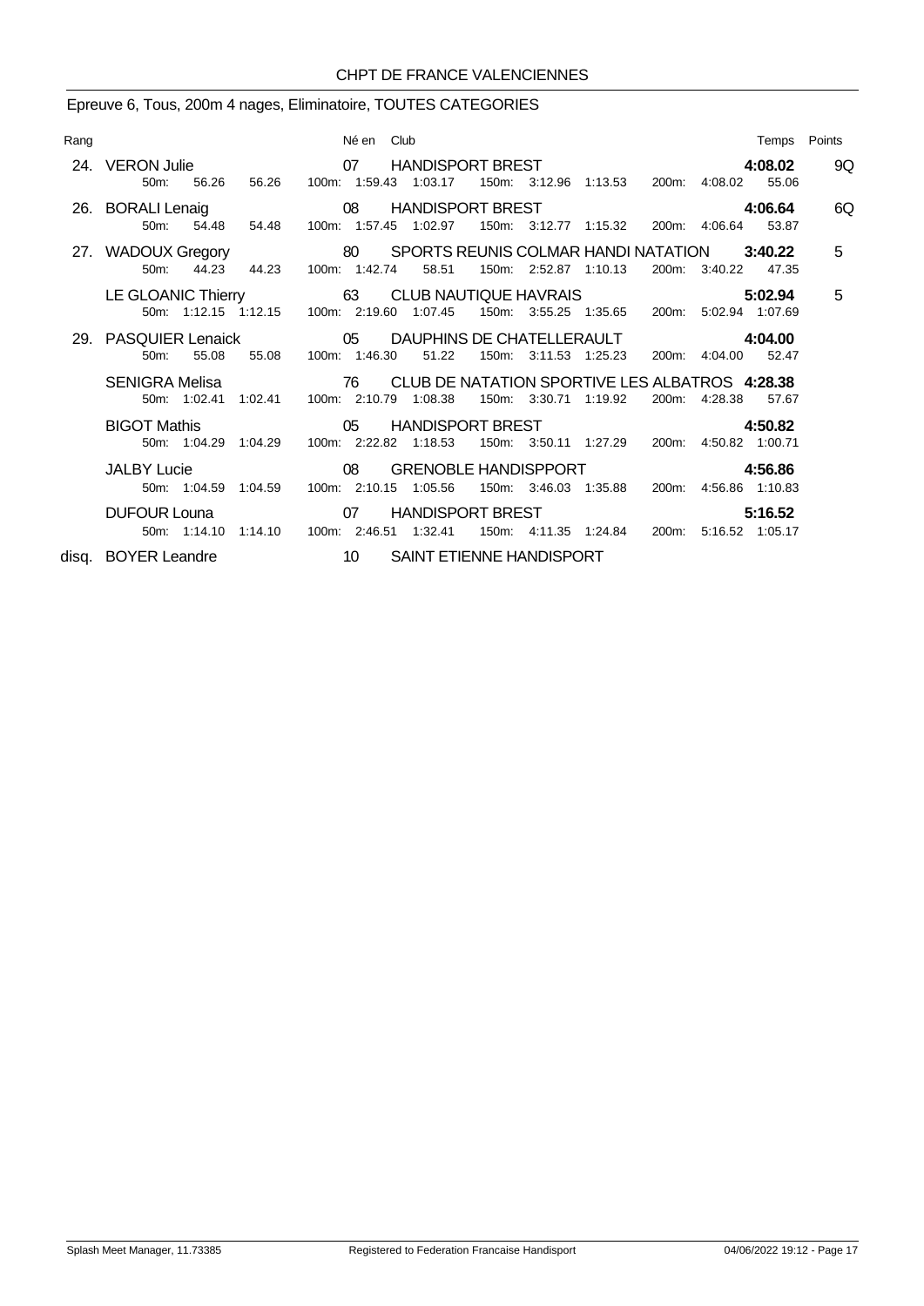CHPT DE FRANCE VALENCIENNES

## Epreuve 6, Tous, 200m 4 nages, Eliminatoire, TOUTES CATEGORIES

| Rang | Nom | Né en | Club | Temps | Points |
|---|---|---|---|---|---|
| 24. | VERON Julie | 07 | HANDISPORT BREST | 4:08.02 | 9Q |
| | 50m: 56.26 56.26 | | 100m: 1:59.43 1:03.17 · 150m: 3:12.96 1:13.53 · 200m: 4:08.02 55.06 | | |
| 26. | BORALI Lenaig | 08 | HANDISPORT BREST | 4:06.64 | 6Q |
| | 50m: 54.48 54.48 | | 100m: 1:57.45 1:02.97 · 150m: 3:12.77 1:15.32 · 200m: 4:06.64 53.87 | | |
| 27. | WADOUX Gregory | 80 | SPORTS REUNIS COLMAR HANDI NATATION | 3:40.22 | 5 |
| | 50m: 44.23 44.23 | | 100m: 1:42.74 58.51 · 150m: 2:52.87 1:10.13 · 200m: 3:40.22 47.35 | | |
| | LE GLOANIC Thierry | 63 | CLUB NAUTIQUE HAVRAIS | 5:02.94 | 5 |
| | 50m: 1:12.15 1:12.15 | | 100m: 2:19.60 1:07.45 · 150m: 3:55.25 1:35.65 · 200m: 5:02.94 1:07.69 | | |
| 29. | PASQUIER Lenaick | 05 | DAUPHINS DE CHATELLERAULT | 4:04.00 | |
| | 50m: 55.08 55.08 | | 100m: 1:46.30 51.22 · 150m: 3:11.53 1:25.23 · 200m: 4:04.00 52.47 | | |
| | SENIGRA Melisa | 76 | CLUB DE NATATION SPORTIVE LES ALBATROS | 4:28.38 | |
| | 50m: 1:02.41 1:02.41 | | 100m: 2:10.79 1:08.38 · 150m: 3:30.71 1:19.92 · 200m: 4:28.38 57.67 | | |
| | BIGOT Mathis | 05 | HANDISPORT BREST | 4:50.82 | |
| | 50m: 1:04.29 1:04.29 | | 100m: 2:22.82 1:18.53 · 150m: 3:50.11 1:27.29 · 200m: 4:50.82 1:00.71 | | |
| | JALBY Lucie | 08 | GRENOBLE HANDISPPORT | 4:56.86 | |
| | 50m: 1:04.59 1:04.59 | | 100m: 2:10.15 1:05.56 · 150m: 3:46.03 1:35.88 · 200m: 4:56.86 1:10.83 | | |
| | DUFOUR Louna | 07 | HANDISPORT BREST | 5:16.52 | |
| | 50m: 1:14.10 1:14.10 | | 100m: 2:46.51 1:32.41 · 150m: 4:11.35 1:24.84 · 200m: 5:16.52 1:05.17 | | |
| disq. | BOYER Leandre | 10 | SAINT ETIENNE HANDISPORT | | |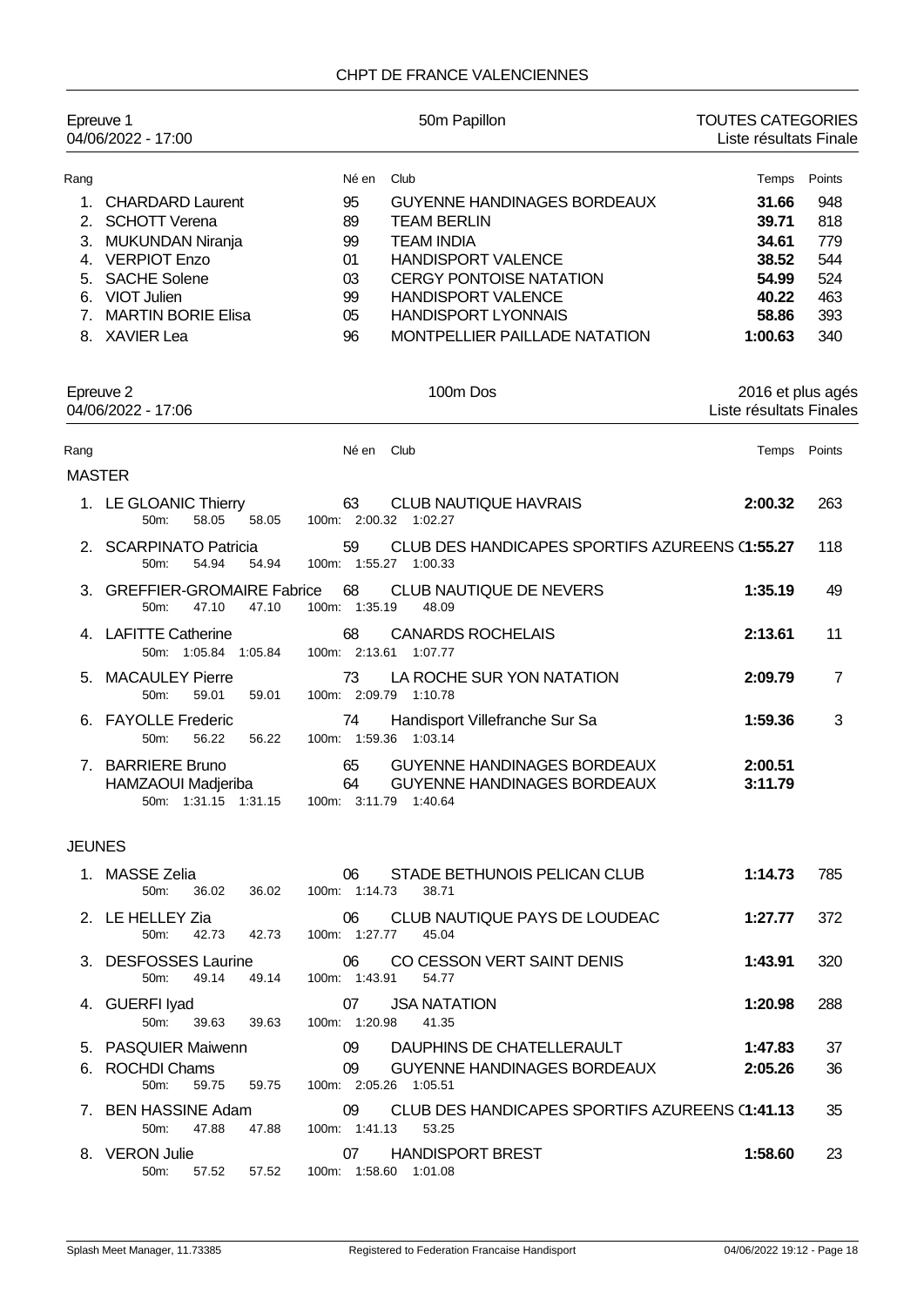## CHPT DE FRANCE VALENCIENNES

**Epreuve 1** — 04/06/2022 - 17:00 — **50m Papillon** — TOUTES CATEGORIES — Liste résultats Finale

| Rang | | Né en | Club | Temps | Points |
|---|---|---|---|---|---|
| 1. | CHARDARD Laurent | 95 | GUYENNE HANDINAGES BORDEAUX | **31.66** | 948 |
| 2. | SCHOTT Verena | 89 | TEAM BERLIN | **39.71** | 818 |
| 3. | MUKUNDAN Niranja | 99 | TEAM INDIA | **34.61** | 779 |
| 4. | VERPIOT Enzo | 01 | HANDISPORT VALENCE | **38.52** | 544 |
| 5. | SACHE Solene | 03 | CERGY PONTOISE NATATION | **54.99** | 524 |
| 6. | VIOT Julien | 99 | HANDISPORT VALENCE | **40.22** | 463 |
| 7. | MARTIN BORIE Elisa | 05 | HANDISPORT LYONNAIS | **58.86** | 393 |
| 8. | XAVIER Lea | 96 | MONTPELLIER PAILLADE NATATION | **1:00.63** | 340 |

**Epreuve 2** — 04/06/2022 - 17:06 — **100m Dos** — 2016 et plus agés — Liste résultats Finales

### MASTER

| Rang | | Né en | Club | Temps | Points |
|---|---|---|---|---|---|
| 1. | LE GLOANIC Thierry<br>50m: 58.05 58.05 | 63<br>100m: 2:00.32 1:02.27 | CLUB NAUTIQUE HAVRAIS | **2:00.32** | 263 |
| 2. | SCARPINATO Patricia<br>50m: 54.94 54.94 | 59<br>100m: 1:55.27 1:00.33 | CLUB DES HANDICAPES SPORTIFS AZUREENS ( | **1:55.27** | 118 |
| 3. | GREFFIER-GROMAIRE Fabrice<br>50m: 47.10 47.10 | 68<br>100m: 1:35.19 48.09 | CLUB NAUTIQUE DE NEVERS | **1:35.19** | 49 |
| 4. | LAFITTE Catherine<br>50m: 1:05.84 1:05.84 | 68<br>100m: 2:13.61 1:07.77 | CANARDS ROCHELAIS | **2:13.61** | 11 |
| 5. | MACAULEY Pierre<br>50m: 59.01 59.01 | 73<br>100m: 2:09.79 1:10.78 | LA ROCHE SUR YON NATATION | **2:09.79** | 7 |
| 6. | FAYOLLE Frederic<br>50m: 56.22 56.22 | 74<br>100m: 1:59.36 1:03.14 | Handisport Villefranche Sur Sa | **1:59.36** | 3 |
| 7. | BARRIERE Bruno | 65 | GUYENNE HANDINAGES BORDEAUX | **2:00.51** | |
| | HAMZAOUI Madjeriba<br>50m: 1:31.15 1:31.15 | 64<br>100m: 3:11.79 1:40.64 | GUYENNE HANDINAGES BORDEAUX | **3:11.79** | |

### JEUNES

| Rang | | Né en | Club | Temps | Points |
|---|---|---|---|---|---|
| 1. | MASSE Zelia<br>50m: 36.02 36.02 | 06<br>100m: 1:14.73 38.71 | STADE BETHUNOIS PELICAN CLUB | **1:14.73** | 785 |
| 2. | LE HELLEY Zia<br>50m: 42.73 42.73 | 06<br>100m: 1:27.77 45.04 | CLUB NAUTIQUE PAYS DE LOUDEAC | **1:27.77** | 372 |
| 3. | DESFOSSES Laurine<br>50m: 49.14 49.14 | 06<br>100m: 1:43.91 54.77 | CO CESSON VERT SAINT DENIS | **1:43.91** | 320 |
| 4. | GUERFI Iyad<br>50m: 39.63 39.63 | 07<br>100m: 1:20.98 41.35 | JSA NATATION | **1:20.98** | 288 |
| 5. | PASQUIER Maiwenn | 09 | DAUPHINS DE CHATELLERAULT | **1:47.83** | 37 |
| 6. | ROCHDI Chams<br>50m: 59.75 59.75 | 09<br>100m: 2:05.26 1:05.51 | GUYENNE HANDINAGES BORDEAUX | **2:05.26** | 36 |
| 7. | BEN HASSINE Adam<br>50m: 47.88 47.88 | 09<br>100m: 1:41.13 53.25 | CLUB DES HANDICAPES SPORTIFS AZUREENS ( | **1:41.13** | 35 |
| 8. | VERON Julie<br>50m: 57.52 57.52 | 07<br>100m: 1:58.60 1:01.08 | HANDISPORT BREST | **1:58.60** | 23 |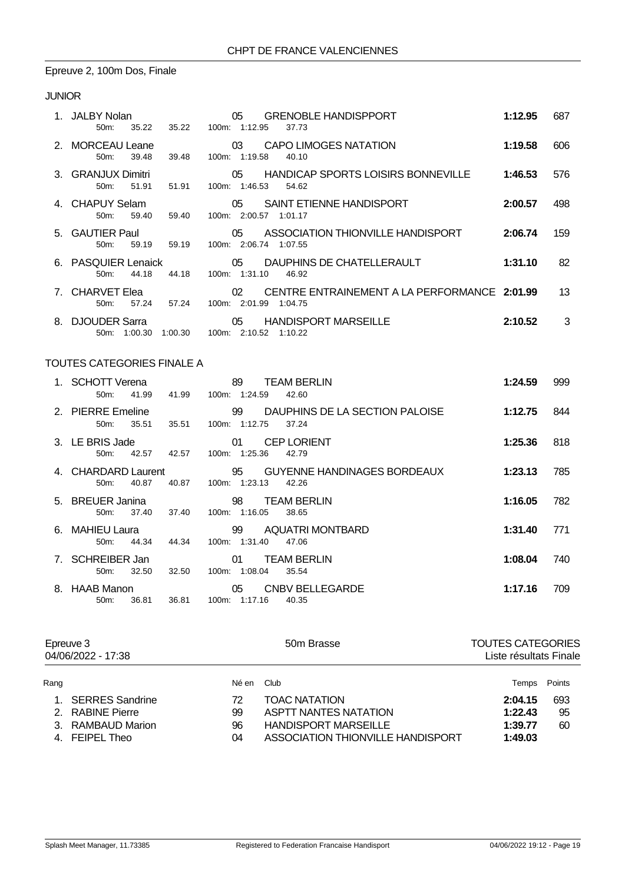## Epreuve 2, 100m Dos, Finale

### JUNIOR

| Rang | Nom | Né en | Club | Temps | Points |
|---|---|---|---|---|---|
| 1. | JALBY Nolan | 05 | GRENOBLE HANDISPPORT | **1:12.95** | 687 |
| | 50m: 35.22 35.22 100m: 1:12.95 37.73 | | | | |
| 2. | MORCEAU Leane | 03 | CAPO LIMOGES NATATION | **1:19.58** | 606 |
| | 50m: 39.48 39.48 100m: 1:19.58 40.10 | | | | |
| 3. | GRANJUX Dimitri | 05 | HANDICAP SPORTS LOISIRS BONNEVILLE | **1:46.53** | 576 |
| | 50m: 51.91 51.91 100m: 1:46.53 54.62 | | | | |
| 4. | CHAPUY Selam | 05 | SAINT ETIENNE HANDISPORT | **2:00.57** | 498 |
| | 50m: 59.40 59.40 100m: 2:00.57 1:01.17 | | | | |
| 5. | GAUTIER Paul | 05 | ASSOCIATION THIONVILLE HANDISPORT | **2:06.74** | 159 |
| | 50m: 59.19 59.19 100m: 2:06.74 1:07.55 | | | | |
| 6. | PASQUIER Lenaick | 05 | DAUPHINS DE CHATELLERAULT | **1:31.10** | 82 |
| | 50m: 44.18 44.18 100m: 1:31.10 46.92 | | | | |
| 7. | CHARVET Elea | 02 | CENTRE ENTRAINEMENT A LA PERFORMANCE | **2:01.99** | 13 |
| | 50m: 57.24 57.24 100m: 2:01.99 1:04.75 | | | | |
| 8. | DJOUDER Sarra | 05 | HANDISPORT MARSEILLE | **2:10.52** | 3 |
| | 50m: 1:00.30 1:00.30 100m: 2:10.52 1:10.22 | | | | |

### TOUTES CATEGORIES FINALE A

| Rang | Nom | Né en | Club | Temps | Points |
|---|---|---|---|---|---|
| 1. | SCHOTT Verena | 89 | TEAM BERLIN | **1:24.59** | 999 |
| | 50m: 41.99 41.99 100m: 1:24.59 42.60 | | | | |
| 2. | PIERRE Emeline | 99 | DAUPHINS DE LA SECTION PALOISE | **1:12.75** | 844 |
| | 50m: 35.51 35.51 100m: 1:12.75 37.24 | | | | |
| 3. | LE BRIS Jade | 01 | CEP LORIENT | **1:25.36** | 818 |
| | 50m: 42.57 42.57 100m: 1:25.36 42.79 | | | | |
| 4. | CHARDARD Laurent | 95 | GUYENNE HANDINAGES BORDEAUX | **1:23.13** | 785 |
| | 50m: 40.87 40.87 100m: 1:23.13 42.26 | | | | |
| 5. | BREUER Janina | 98 | TEAM BERLIN | **1:16.05** | 782 |
| | 50m: 37.40 37.40 100m: 1:16.05 38.65 | | | | |
| 6. | MAHIEU Laura | 99 | AQUATRI MONTBARD | **1:31.40** | 771 |
| | 50m: 44.34 44.34 100m: 1:31.40 47.06 | | | | |
| 7. | SCHREIBER Jan | 01 | TEAM BERLIN | **1:08.04** | 740 |
| | 50m: 32.50 32.50 100m: 1:08.04 35.54 | | | | |
| 8. | HAAB Manon | 05 | CNBV BELLEGARDE | **1:17.16** | 709 |
| | 50m: 36.81 36.81 100m: 1:17.16 40.35 | | | | |

## Epreuve 3 — 50m Brasse — TOUTES CATEGORIES

04/06/2022 - 17:38 — Liste résultats Finale

| Rang | Nom | Né en | Club | Temps | Points |
|---|---|---|---|---|---|
| 1. | SERRES Sandrine | 72 | TOAC NATATION | **2:04.15** | 693 |
| 2. | RABINE Pierre | 99 | ASPTT NANTES NATATION | **1:22.43** | 95 |
| 3. | RAMBAUD Marion | 96 | HANDISPORT MARSEILLE | **1:39.77** | 60 |
| 4. | FEIPEL Theo | 04 | ASSOCIATION THIONVILLE HANDISPORT | **1:49.03** | |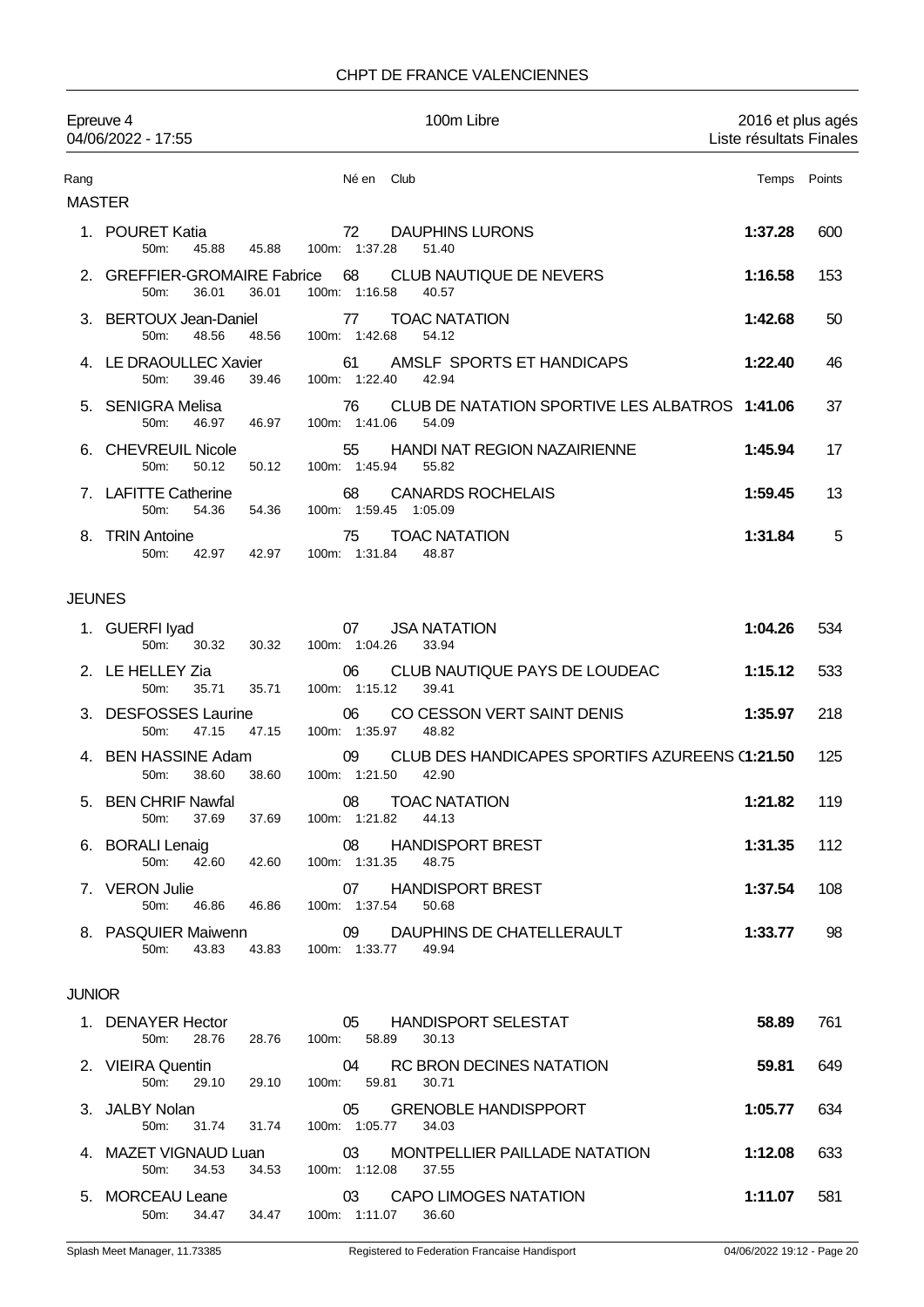CHPT DE FRANCE VALENCIENNES

Epreuve 4 — 100m Libre — 2016 et plus agés

04/06/2022 - 17:55 — Liste résultats Finales

## MASTER

| Rang | Nom | Né en | Club | Temps | Points |
|---|---|---|---|---|---|
| 1. | POURET Katia | 72 | DAUPHINS LURONS | **1:37.28** | 600 |
| | 50m: 45.88 45.88 100m: 1:37.28 51.40 | | | | |
| 2. | GREFFIER-GROMAIRE Fabrice | 68 | CLUB NAUTIQUE DE NEVERS | **1:16.58** | 153 |
| | 50m: 36.01 36.01 100m: 1:16.58 40.57 | | | | |
| 3. | BERTOUX Jean-Daniel | 77 | TOAC NATATION | **1:42.68** | 50 |
| | 50m: 48.56 48.56 100m: 1:42.68 54.12 | | | | |
| 4. | LE DRAOULLEC Xavier | 61 | AMSLF SPORTS ET HANDICAPS | **1:22.40** | 46 |
| | 50m: 39.46 39.46 100m: 1:22.40 42.94 | | | | |
| 5. | SENIGRA Melisa | 76 | CLUB DE NATATION SPORTIVE LES ALBATROS | **1:41.06** | 37 |
| | 50m: 46.97 46.97 100m: 1:41.06 54.09 | | | | |
| 6. | CHEVREUIL Nicole | 55 | HANDI NAT REGION NAZAIRIENNE | **1:45.94** | 17 |
| | 50m: 50.12 50.12 100m: 1:45.94 55.82 | | | | |
| 7. | LAFITTE Catherine | 68 | CANARDS ROCHELAIS | **1:59.45** | 13 |
| | 50m: 54.36 54.36 100m: 1:59.45 1:05.09 | | | | |
| 8. | TRIN Antoine | 75 | TOAC NATATION | **1:31.84** | 5 |
| | 50m: 42.97 42.97 100m: 1:31.84 48.87 | | | | |

## JEUNES

| Rang | Nom | Né en | Club | Temps | Points |
|---|---|---|---|---|---|
| 1. | GUERFI Iyad | 07 | JSA NATATION | **1:04.26** | 534 |
| | 50m: 30.32 30.32 100m: 1:04.26 33.94 | | | | |
| 2. | LE HELLEY Zia | 06 | CLUB NAUTIQUE PAYS DE LOUDEAC | **1:15.12** | 533 |
| | 50m: 35.71 35.71 100m: 1:15.12 39.41 | | | | |
| 3. | DESFOSSES Laurine | 06 | CO CESSON VERT SAINT DENIS | **1:35.97** | 218 |
| | 50m: 47.15 47.15 100m: 1:35.97 48.82 | | | | |
| 4. | BEN HASSINE Adam | 09 | CLUB DES HANDICAPES SPORTIFS AZUREENS ( | **1:21.50** | 125 |
| | 50m: 38.60 38.60 100m: 1:21.50 42.90 | | | | |
| 5. | BEN CHRIF Nawfal | 08 | TOAC NATATION | **1:21.82** | 119 |
| | 50m: 37.69 37.69 100m: 1:21.82 44.13 | | | | |
| 6. | BORALI Lenaig | 08 | HANDISPORT BREST | **1:31.35** | 112 |
| | 50m: 42.60 42.60 100m: 1:31.35 48.75 | | | | |
| 7. | VERON Julie | 07 | HANDISPORT BREST | **1:37.54** | 108 |
| | 50m: 46.86 46.86 100m: 1:37.54 50.68 | | | | |
| 8. | PASQUIER Maiwenn | 09 | DAUPHINS DE CHATELLERAULT | **1:33.77** | 98 |
| | 50m: 43.83 43.83 100m: 1:33.77 49.94 | | | | |

## JUNIOR

| Rang | Nom | Né en | Club | Temps | Points |
|---|---|---|---|---|---|
| 1. | DENAYER Hector | 05 | HANDISPORT SELESTAT | **58.89** | 761 |
| | 50m: 28.76 28.76 100m: 58.89 30.13 | | | | |
| 2. | VIEIRA Quentin | 04 | RC BRON DECINES NATATION | **59.81** | 649 |
| | 50m: 29.10 29.10 100m: 59.81 30.71 | | | | |
| 3. | JALBY Nolan | 05 | GRENOBLE HANDISPPORT | **1:05.77** | 634 |
| | 50m: 31.74 31.74 100m: 1:05.77 34.03 | | | | |
| 4. | MAZET VIGNAUD Luan | 03 | MONTPELLIER PAILLADE NATATION | **1:12.08** | 633 |
| | 50m: 34.53 34.53 100m: 1:12.08 37.55 | | | | |
| 5. | MORCEAU Leane | 03 | CAPO LIMOGES NATATION | **1:11.07** | 581 |
| | 50m: 34.47 34.47 100m: 1:11.07 36.60 | | | | |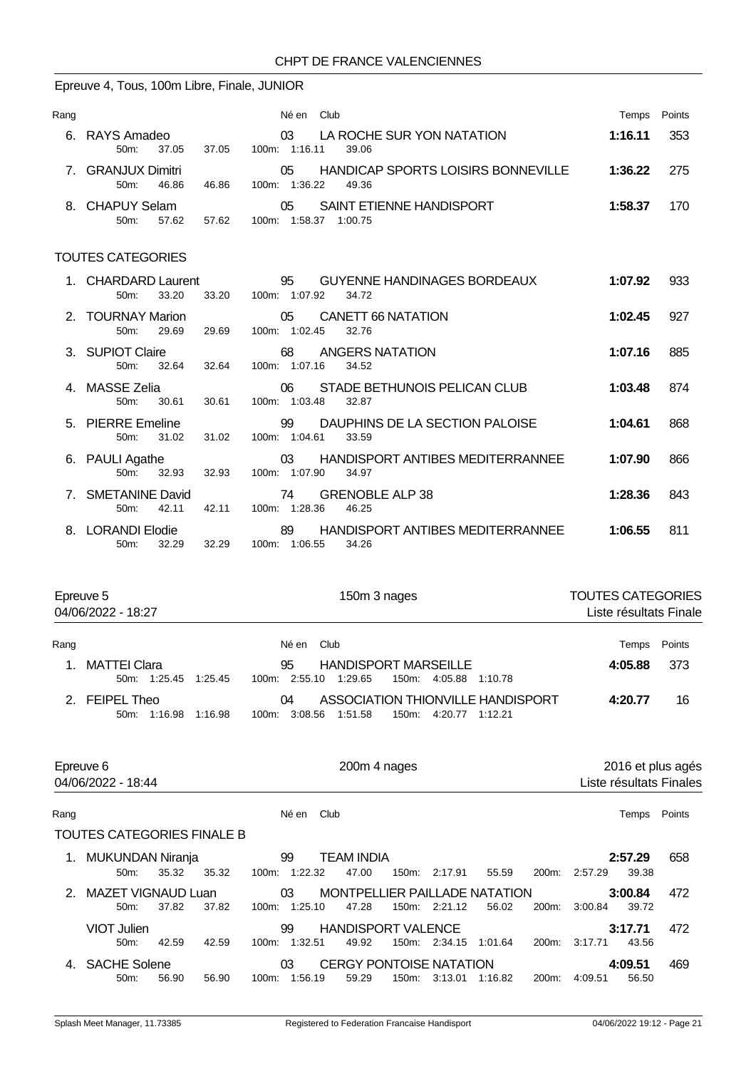CHPT DE FRANCE VALENCIENNES

Epreuve 4, Tous, 100m Libre, Finale, JUNIOR

| Rang | Nom | Né en | Club | Temps | Points |
|---|---|---|---|---|---|
| 6. | RAYS Amadeo | 03 | LA ROCHE SUR YON NATATION | 1:16.11 | 353 |
| | 50m: 37.05 37.05 | | 100m: 1:16.11 39.06 | | |
| 7. | GRANJUX Dimitri | 05 | HANDICAP SPORTS LOISIRS BONNEVILLE | 1:36.22 | 275 |
| | 50m: 46.86 46.86 | | 100m: 1:36.22 49.36 | | |
| 8. | CHAPUY Selam | 05 | SAINT ETIENNE HANDISPORT | 1:58.37 | 170 |
| | 50m: 57.62 57.62 | | 100m: 1:58.37 1:00.75 | | |

TOUTES CATEGORIES

| Rang | Nom | Né en | Club | Temps | Points |
|---|---|---|---|---|---|
| 1. | CHARDARD Laurent | 95 | GUYENNE HANDINAGES BORDEAUX | 1:07.92 | 933 |
| | 50m: 33.20 33.20 | | 100m: 1:07.92 34.72 | | |
| 2. | TOURNAY Marion | 05 | CANETT 66 NATATION | 1:02.45 | 927 |
| | 50m: 29.69 29.69 | | 100m: 1:02.45 32.76 | | |
| 3. | SUPIOT Claire | 68 | ANGERS NATATION | 1:07.16 | 885 |
| | 50m: 32.64 32.64 | | 100m: 1:07.16 34.52 | | |
| 4. | MASSE Zelia | 06 | STADE BETHUNOIS PELICAN CLUB | 1:03.48 | 874 |
| | 50m: 30.61 30.61 | | 100m: 1:03.48 32.87 | | |
| 5. | PIERRE Emeline | 99 | DAUPHINS DE LA SECTION PALOISE | 1:04.61 | 868 |
| | 50m: 31.02 31.02 | | 100m: 1:04.61 33.59 | | |
| 6. | PAULI Agathe | 03 | HANDISPORT ANTIBES MEDITERRANEE | 1:07.90 | 866 |
| | 50m: 32.93 32.93 | | 100m: 1:07.90 34.97 | | |
| 7. | SMETANINE David | 74 | GRENOBLE ALP 38 | 1:28.36 | 843 |
| | 50m: 42.11 42.11 | | 100m: 1:28.36 46.25 | | |
| 8. | LORANDI Elodie | 89 | HANDISPORT ANTIBES MEDITERRANEE | 1:06.55 | 811 |
| | 50m: 32.29 32.29 | | 100m: 1:06.55 34.26 | | |

Epreuve 5 — 150m 3 nages — TOUTES CATEGORIES
04/06/2022 - 18:27 — Liste résultats Finale

| Rang | Nom | Né en | Club | Temps | Points |
|---|---|---|---|---|---|
| 1. | MATTEI Clara | 95 | HANDISPORT MARSEILLE | 4:05.88 | 373 |
| | 50m: 1:25.45 1:25.45 | | 100m: 2:55.10 1:29.65 150m: 4:05.88 1:10.78 | | |
| 2. | FEIPEL Theo | 04 | ASSOCIATION THIONVILLE HANDISPORT | 4:20.77 | 16 |
| | 50m: 1:16.98 1:16.98 | | 100m: 3:08.56 1:51.58 150m: 4:20.77 1:12.21 | | |

Epreuve 6 — 200m 4 nages — 2016 et plus agés
04/06/2022 - 18:44 — Liste résultats Finales

TOUTES CATEGORIES FINALE B

| Rang | Nom | Né en | Club | Temps | Points |
|---|---|---|---|---|---|
| 1. | MUKUNDAN Niranja | 99 | TEAM INDIA | 2:57.29 | 658 |
| | 50m: 35.32 35.32 | | 100m: 1:22.32 47.00 150m: 2:17.91 55.59 200m: 2:57.29 39.38 | | |
| 2. | MAZET VIGNAUD Luan | 03 | MONTPELLIER PAILLADE NATATION | 3:00.84 | 472 |
| | 50m: 37.82 37.82 | | 100m: 1:25.10 47.28 150m: 2:21.12 56.02 200m: 3:00.84 39.72 | | |
| | VIOT Julien | 99 | HANDISPORT VALENCE | 3:17.71 | 472 |
| | 50m: 42.59 42.59 | | 100m: 1:32.51 49.92 150m: 2:34.15 1:01.64 200m: 3:17.71 43.56 | | |
| 4. | SACHE Solene | 03 | CERGY PONTOISE NATATION | 4:09.51 | 469 |
| | 50m: 56.90 56.90 | | 100m: 1:56.19 59.29 150m: 3:13.01 1:16.82 200m: 4:09.51 56.50 | | |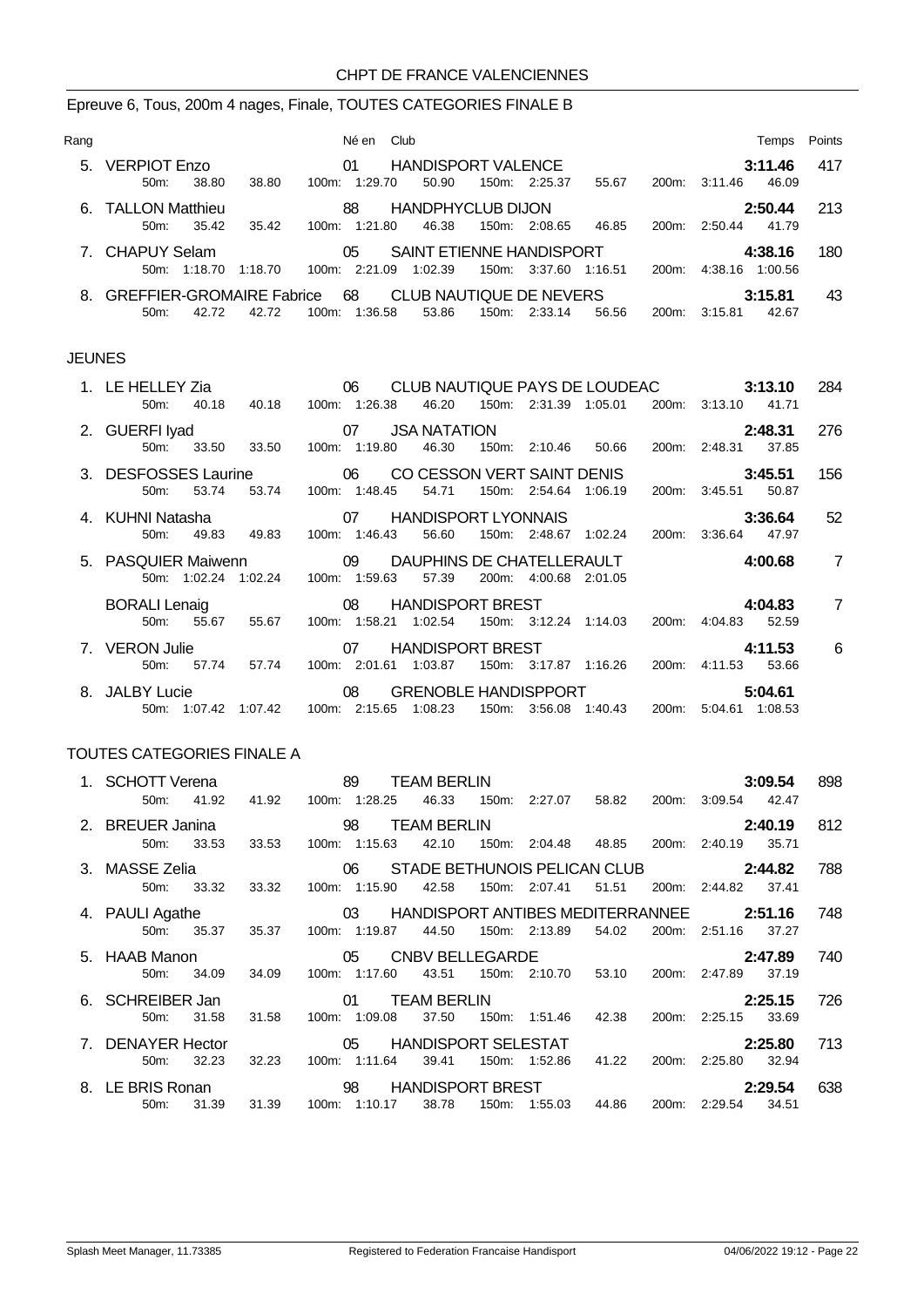CHPT DE FRANCE VALENCIENNES

## Epreuve 6, Tous, 200m 4 nages, Finale, TOUTES CATEGORIES FINALE B

| Rang | | Né en | Club | Temps | Points |
|---|---|---|---|---|---|
| 5. | VERPIOT Enzo | 01 | HANDISPORT VALENCE | 3:11.46 | 417 |
| | 50m: 38.80 38.80 | 100m: 1:29.70 50.90 | 150m: 2:25.37 55.67 | 200m: 3:11.46 46.09 | |
| 6. | TALLON Matthieu | 88 | HANDPHYCLUB DIJON | 2:50.44 | 213 |
| | 50m: 35.42 35.42 | 100m: 1:21.80 46.38 | 150m: 2:08.65 46.85 | 200m: 2:50.44 41.79 | |
| 7. | CHAPUY Selam | 05 | SAINT ETIENNE HANDISPORT | 4:38.16 | 180 |
| | 50m: 1:18.70 1:18.70 | 100m: 2:21.09 1:02.39 | 150m: 3:37.60 1:16.51 | 200m: 4:38.16 1:00.56 | |
| 8. | GREFFIER-GROMAIRE Fabrice | 68 | CLUB NAUTIQUE DE NEVERS | 3:15.81 | 43 |
| | 50m: 42.72 42.72 | 100m: 1:36.58 53.86 | 150m: 2:33.14 56.56 | 200m: 3:15.81 42.67 | |

### JEUNES

| Rang | | Né en | Club | Temps | Points |
|---|---|---|---|---|---|
| 1. | LE HELLEY Zia | 06 | CLUB NAUTIQUE PAYS DE LOUDEAC | 3:13.10 | 284 |
| | 50m: 40.18 40.18 | 100m: 1:26.38 46.20 | 150m: 2:31.39 1:05.01 | 200m: 3:13.10 41.71 | |
| 2. | GUERFI Iyad | 07 | JSA NATATION | 2:48.31 | 276 |
| | 50m: 33.50 33.50 | 100m: 1:19.80 46.30 | 150m: 2:10.46 50.66 | 200m: 2:48.31 37.85 | |
| 3. | DESFOSSES Laurine | 06 | CO CESSON VERT SAINT DENIS | 3:45.51 | 156 |
| | 50m: 53.74 53.74 | 100m: 1:48.45 54.71 | 150m: 2:54.64 1:06.19 | 200m: 3:45.51 50.87 | |
| 4. | KUHNI Natasha | 07 | HANDISPORT LYONNAIS | 3:36.64 | 52 |
| | 50m: 49.83 49.83 | 100m: 1:46.43 56.60 | 150m: 2:48.67 1:02.24 | 200m: 3:36.64 47.97 | |
| 5. | PASQUIER Maiwenn | 09 | DAUPHINS DE CHATELLERAULT | 4:00.68 | 7 |
| | 50m: 1:02.24 1:02.24 | 100m: 1:59.63 57.39 | 200m: 4:00.68 2:01.05 | | |
| | BORALI Lenaig | 08 | HANDISPORT BREST | 4:04.83 | 7 |
| | 50m: 55.67 55.67 | 100m: 1:58.21 1:02.54 | 150m: 3:12.24 1:14.03 | 200m: 4:04.83 52.59 | |
| 7. | VERON Julie | 07 | HANDISPORT BREST | 4:11.53 | 6 |
| | 50m: 57.74 57.74 | 100m: 2:01.61 1:03.87 | 150m: 3:17.87 1:16.26 | 200m: 4:11.53 53.66 | |
| 8. | JALBY Lucie | 08 | GRENOBLE HANDISPPORT | 5:04.61 | |
| | 50m: 1:07.42 1:07.42 | 100m: 2:15.65 1:08.23 | 150m: 3:56.08 1:40.43 | 200m: 5:04.61 1:08.53 | |

### TOUTES CATEGORIES FINALE A

| Rang | | Né en | Club | Temps | Points |
|---|---|---|---|---|---|
| 1. | SCHOTT Verena | 89 | TEAM BERLIN | 3:09.54 | 898 |
| | 50m: 41.92 41.92 | 100m: 1:28.25 46.33 | 150m: 2:27.07 58.82 | 200m: 3:09.54 42.47 | |
| 2. | BREUER Janina | 98 | TEAM BERLIN | 2:40.19 | 812 |
| | 50m: 33.53 33.53 | 100m: 1:15.63 42.10 | 150m: 2:04.48 48.85 | 200m: 2:40.19 35.71 | |
| 3. | MASSE Zelia | 06 | STADE BETHUNOIS PELICAN CLUB | 2:44.82 | 788 |
| | 50m: 33.32 33.32 | 100m: 1:15.90 42.58 | 150m: 2:07.41 51.51 | 200m: 2:44.82 37.41 | |
| 4. | PAULI Agathe | 03 | HANDISPORT ANTIBES MEDITERRANNEE | 2:51.16 | 748 |
| | 50m: 35.37 35.37 | 100m: 1:19.87 44.50 | 150m: 2:13.89 54.02 | 200m: 2:51.16 37.27 | |
| 5. | HAAB Manon | 05 | CNBV BELLEGARDE | 2:47.89 | 740 |
| | 50m: 34.09 34.09 | 100m: 1:17.60 43.51 | 150m: 2:10.70 53.10 | 200m: 2:47.89 37.19 | |
| 6. | SCHREIBER Jan | 01 | TEAM BERLIN | 2:25.15 | 726 |
| | 50m: 31.58 31.58 | 100m: 1:09.08 37.50 | 150m: 1:51.46 42.38 | 200m: 2:25.15 33.69 | |
| 7. | DENAYER Hector | 05 | HANDISPORT SELESTAT | 2:25.80 | 713 |
| | 50m: 32.23 32.23 | 100m: 1:11.64 39.41 | 150m: 1:52.86 41.22 | 200m: 2:25.80 32.94 | |
| 8. | LE BRIS Ronan | 98 | HANDISPORT BREST | 2:29.54 | 638 |
| | 50m: 31.39 31.39 | 100m: 1:10.17 38.78 | 150m: 1:55.03 44.86 | 200m: 2:29.54 34.51 | |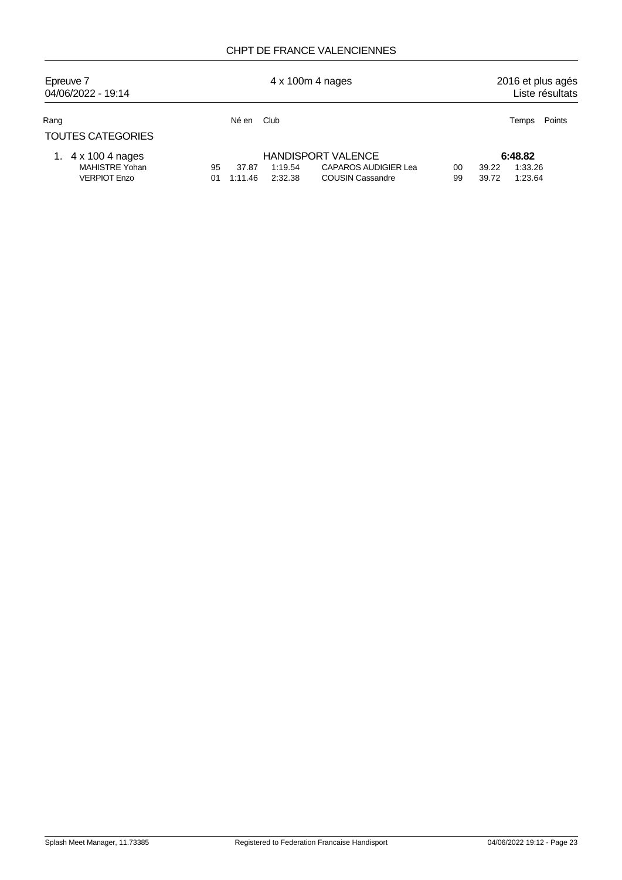CHPT DE FRANCE VALENCIENNES

Epreuve 7 — 4 x 100m 4 nages — 2016 et plus agés
04/06/2022 - 19:14 — Liste résultats

| Rang | | Né en | Club | | | | | | Temps | Points |
|---|---|---|---|---|---|---|---|---|---|---|
| **TOUTES CATEGORIES** | | | | | | | | | | |
| 1. 4 x 100 4 nages | | | **HANDISPORT VALENCE** | | | | | | **6:48.82** | |
| MAHISTRE Yohan | 95 | 37.87 | 1:19.54 | | CAPAROS AUDIGIER Lea | 00 | 39.22 | | 1:33.26 | |
| VERPIOT Enzo | 01 | 1:11.46 | 2:32.38 | | COUSIN Cassandre | 99 | 39.72 | | 1:23.64 | |